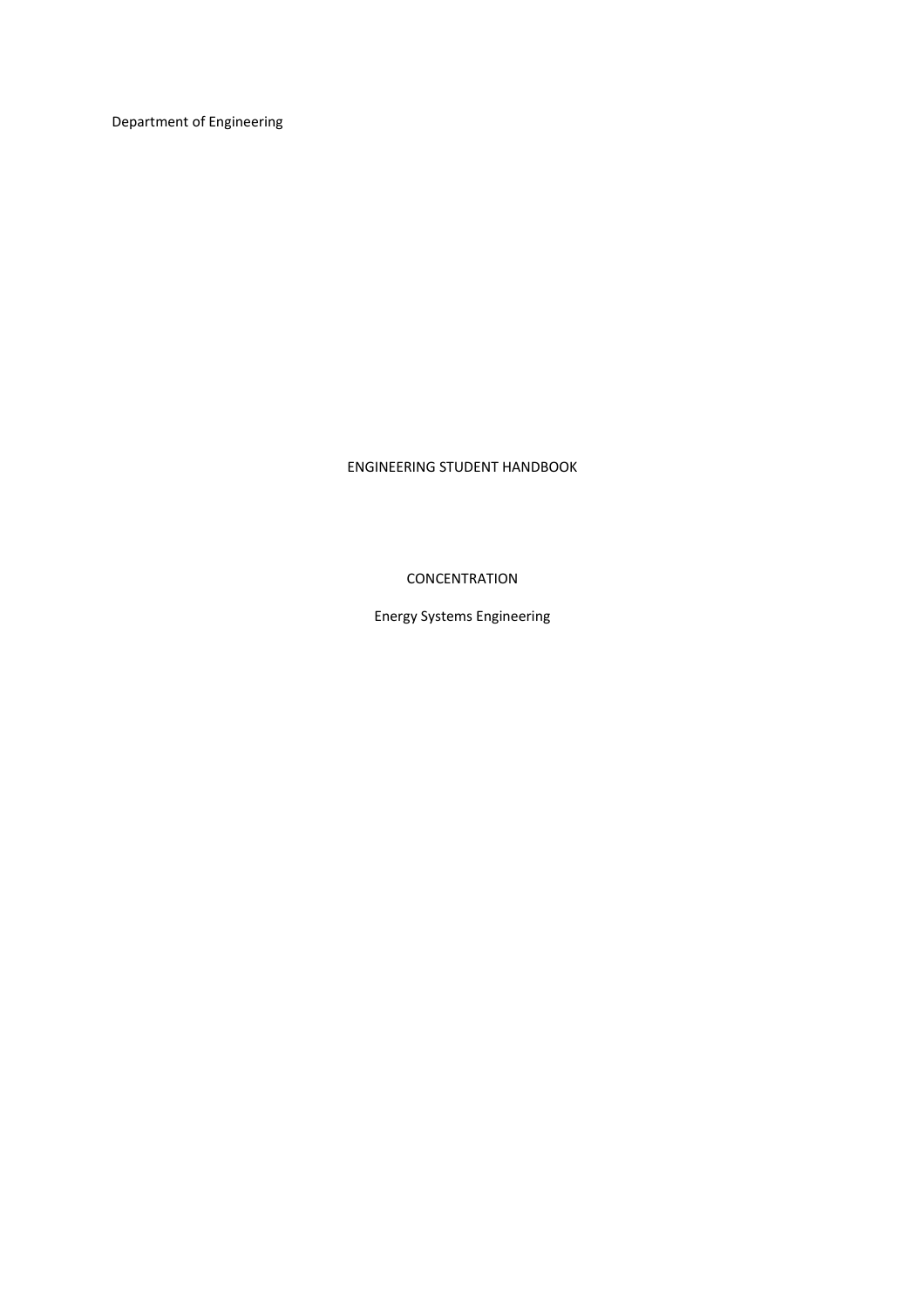Department of Engineering

# ENGINEERING STUDENT HANDBOOK

## CONCENTRATION

Energy Systems Engineering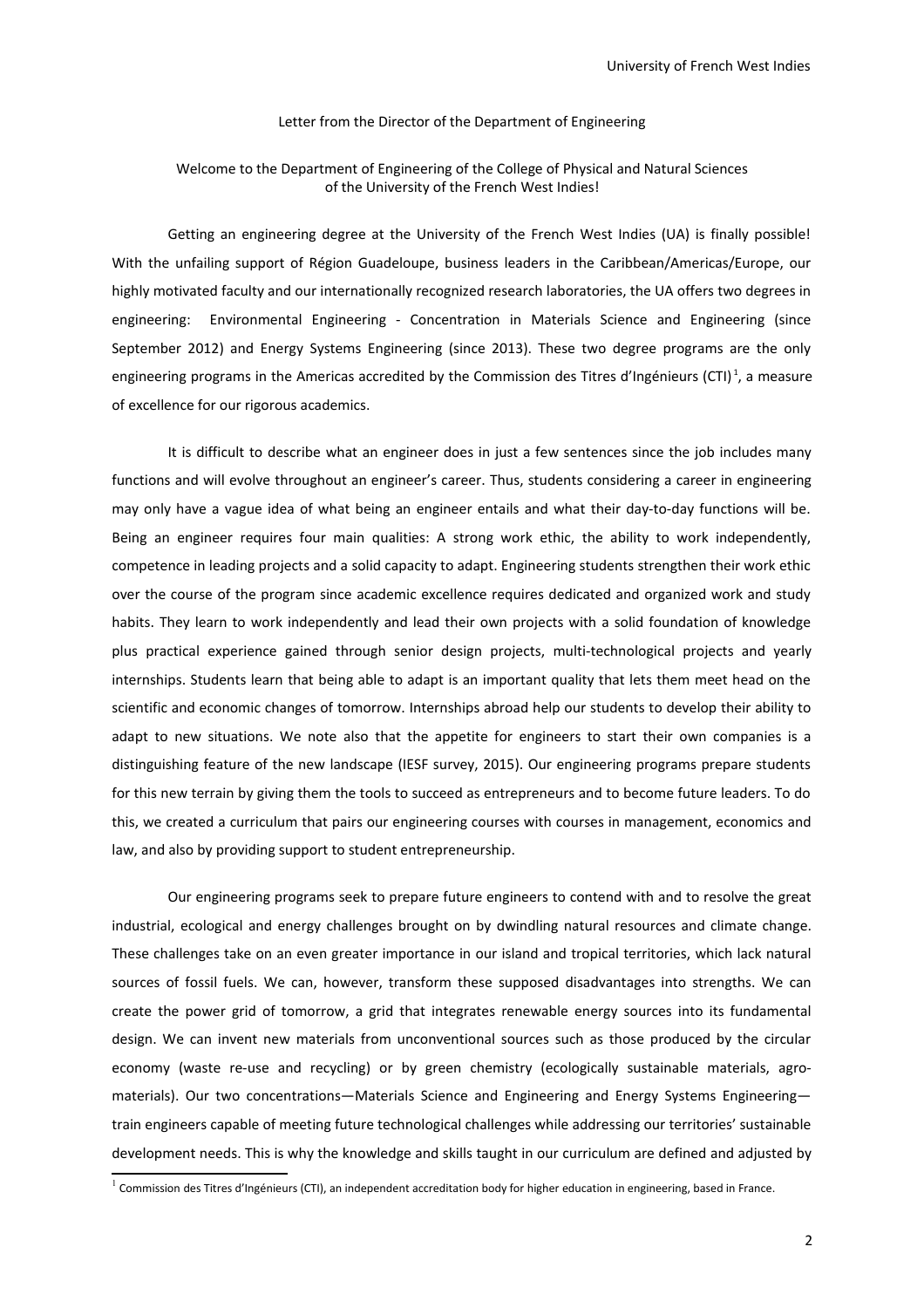Letter from the Director of the Department of Engineering

## Welcome to the Department of Engineering of the College of Physical and Natural Sciences of the University of the French West Indies!

Getting an engineering degree at the University of the French West Indies (UA) is finally possible! With the unfailing support of Région Guadeloupe, business leaders in the Caribbean/Americas/Europe, our highly motivated faculty and our internationally recognized research laboratories, the UA offers two degrees in engineering: Environmental Engineering - Concentration in Materials Science and Engineering (since September 2012) and Energy Systems Engineering (since 2013). These two degree programs are the only engineering programs in the Americas accredited by the Commission des Titres d'Ingénieurs (CTI)[1], a measure of excellence for our rigorous academics.

It is difficult to describe what an engineer does in just a few sentences since the job includes many functions and will evolve throughout an engineer's career. Thus, students considering a career in engineering may only have a vague idea of what being an engineer entails and what their day-to-day functions will be. Being an engineer requires four main qualities: A strong work ethic, the ability to work independently, competence in leading projects and a solid capacity to adapt. Engineering students strengthen their work ethic over the course of the program since academic excellence requires dedicated and organized work and study habits. They learn to work independently and lead their own projects with a solid foundation of knowledge plus practical experience gained through senior design projects, multi-technological projects and yearly internships. Students learn that being able to adapt is an important quality that lets them meet head on the scientific and economic changes of tomorrow. Internships abroad help our students to develop their ability to adapt to new situations. We note also that the appetite for engineers to start their own companies is a distinguishing feature of the new landscape (IESF survey, 2015). Our engineering programs prepare students for this new terrain by giving them the tools to succeed as entrepreneurs and to become future leaders. To do this, we created a curriculum that pairs our engineering courses with courses in management, economics and law, and also by providing support to student entrepreneurship.

Our engineering programs seek to prepare future engineers to contend with and to resolve the great industrial, ecological and energy challenges brought on by dwindling natural resources and climate change. These challenges take on an even greater importance in our island and tropical territories, which lack natural sources of fossil fuels. We can, however, transform these supposed disadvantages into strengths. We can create the power grid of tomorrow, a grid that integrates renewable energy sources into its fundamental design. We can invent new materials from unconventional sources such as those produced by the circular economy (waste re-use and recycling) or by green chemistry (ecologically sustainable materials, agro-materials). Our two concentrations—Materials Science and Engineering and Energy Systems Engineering—train engineers capable of meeting future technological challenges while addressing our territories' sustainable development needs. This is why the knowledge and skills taught in our curriculum are defined and adjusted by

[1] Commission des Titres d'Ingénieurs (CTI), an independent accreditation body for higher education in engineering, based in France.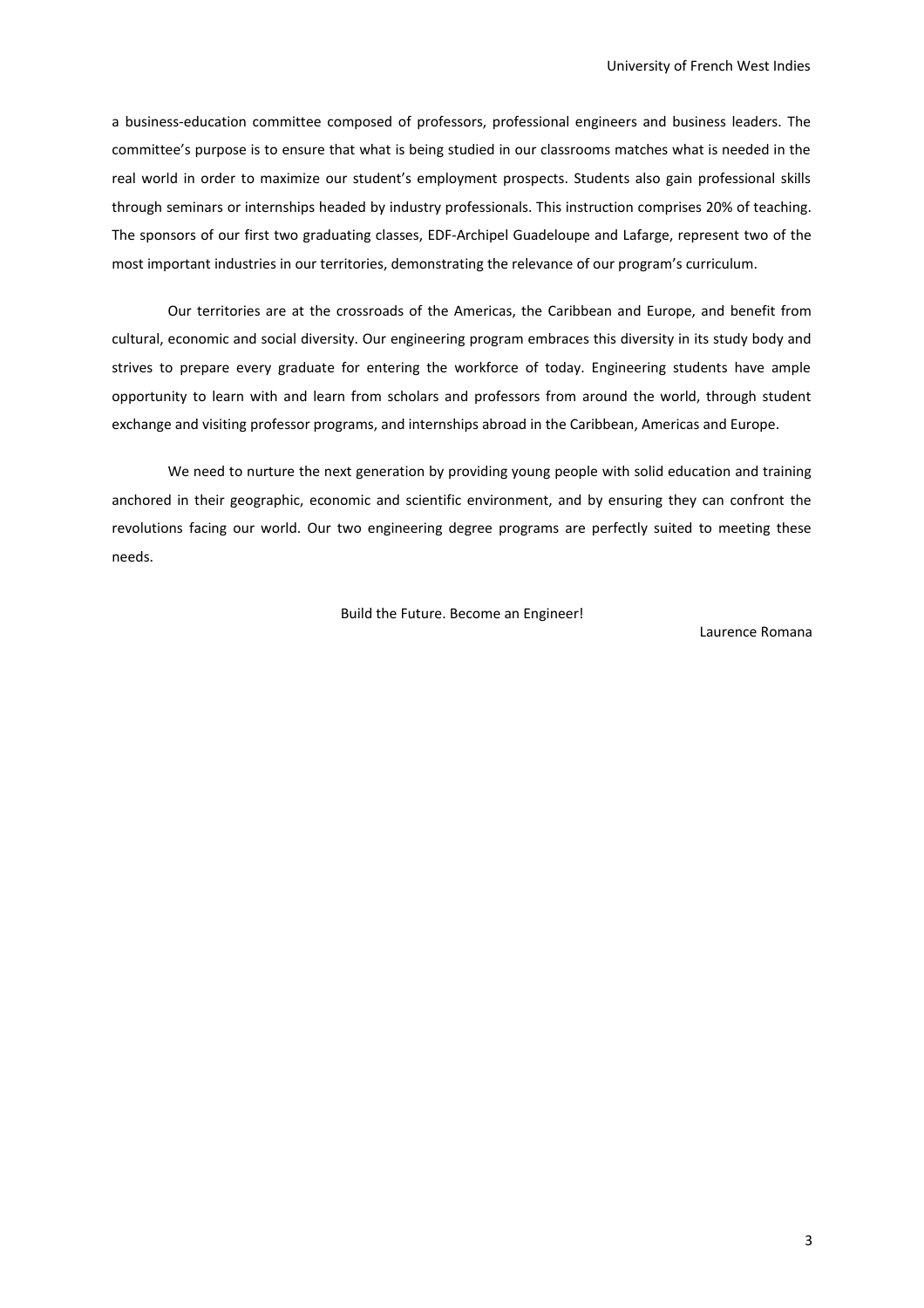a business-education committee composed of professors, professional engineers and business leaders. The committee's purpose is to ensure that what is being studied in our classrooms matches what is needed in the real world in order to maximize our student's employment prospects. Students also gain professional skills through seminars or internships headed by industry professionals. This instruction comprises 20% of teaching. The sponsors of our first two graduating classes, EDF-Archipel Guadeloupe and Lafarge, represent two of the most important industries in our territories, demonstrating the relevance of our program's curriculum.

Our territories are at the crossroads of the Americas, the Caribbean and Europe, and benefit from cultural, economic and social diversity. Our engineering program embraces this diversity in its study body and strives to prepare every graduate for entering the workforce of today. Engineering students have ample opportunity to learn with and learn from scholars and professors from around the world, through student exchange and visiting professor programs, and internships abroad in the Caribbean, Americas and Europe.

We need to nurture the next generation by providing young people with solid education and training anchored in their geographic, economic and scientific environment, and by ensuring they can confront the revolutions facing our world. Our two engineering degree programs are perfectly suited to meeting these needs.

Build the Future. Become an Engineer!

Laurence Romana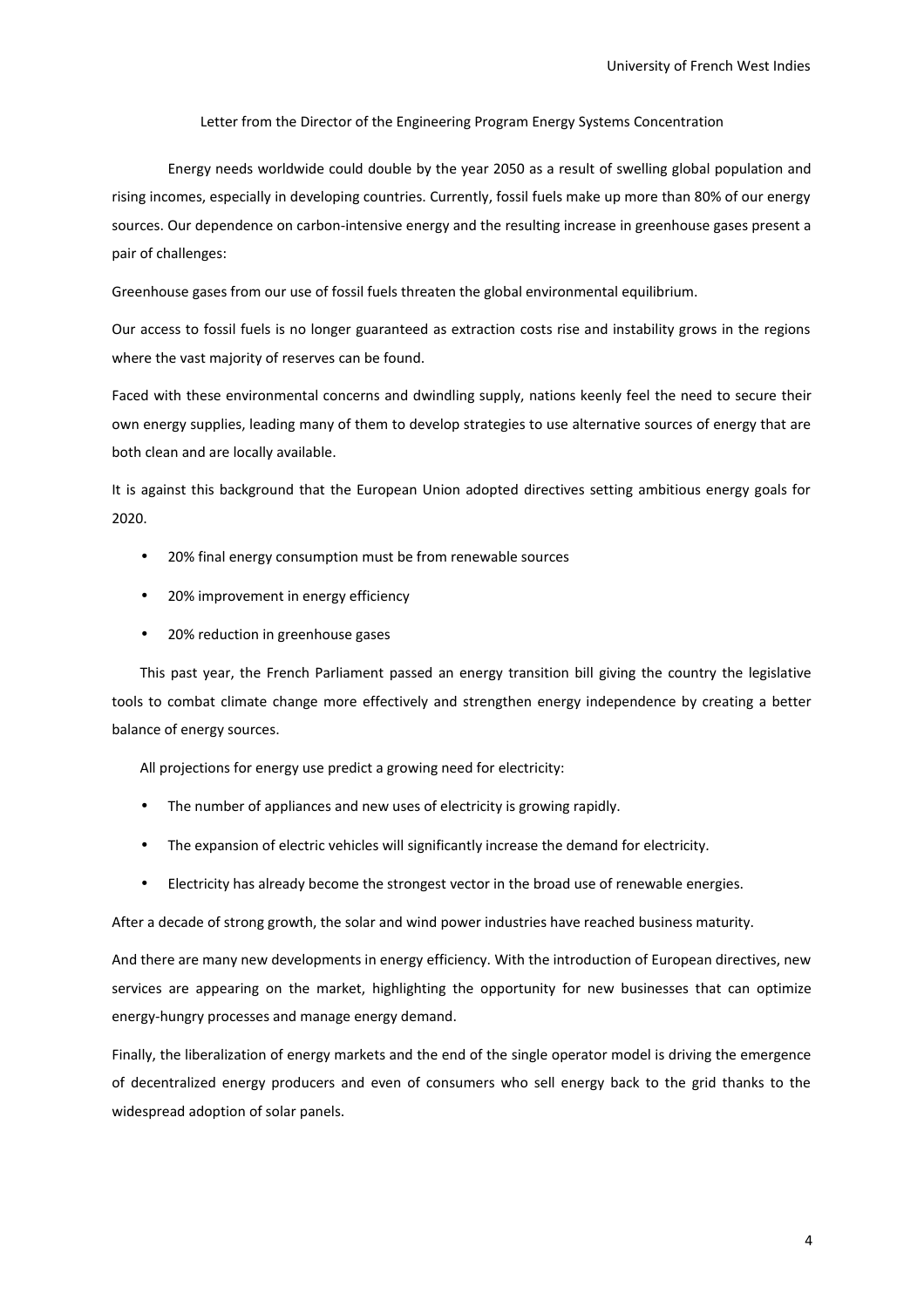Letter from the Director of the Engineering Program Energy Systems Concentration

Energy needs worldwide could double by the year 2050 as a result of swelling global population and rising incomes, especially in developing countries. Currently, fossil fuels make up more than 80% of our energy sources. Our dependence on carbon-intensive energy and the resulting increase in greenhouse gases present a pair of challenges:

Greenhouse gases from our use of fossil fuels threaten the global environmental equilibrium.

Our access to fossil fuels is no longer guaranteed as extraction costs rise and instability grows in the regions where the vast majority of reserves can be found.

Faced with these environmental concerns and dwindling supply, nations keenly feel the need to secure their own energy supplies, leading many of them to develop strategies to use alternative sources of energy that are both clean and are locally available.

It is against this background that the European Union adopted directives setting ambitious energy goals for 2020.

- 20% final energy consumption must be from renewable sources
- 20% improvement in energy efficiency
- 20% reduction in greenhouse gases

This past year, the French Parliament passed an energy transition bill giving the country the legislative tools to combat climate change more effectively and strengthen energy independence by creating a better balance of energy sources.

All projections for energy use predict a growing need for electricity:

- The number of appliances and new uses of electricity is growing rapidly.
- The expansion of electric vehicles will significantly increase the demand for electricity.
- Electricity has already become the strongest vector in the broad use of renewable energies.

After a decade of strong growth, the solar and wind power industries have reached business maturity.

And there are many new developments in energy efficiency. With the introduction of European directives, new services are appearing on the market, highlighting the opportunity for new businesses that can optimize energy-hungry processes and manage energy demand.

Finally, the liberalization of energy markets and the end of the single operator model is driving the emergence of decentralized energy producers and even of consumers who sell energy back to the grid thanks to the widespread adoption of solar panels.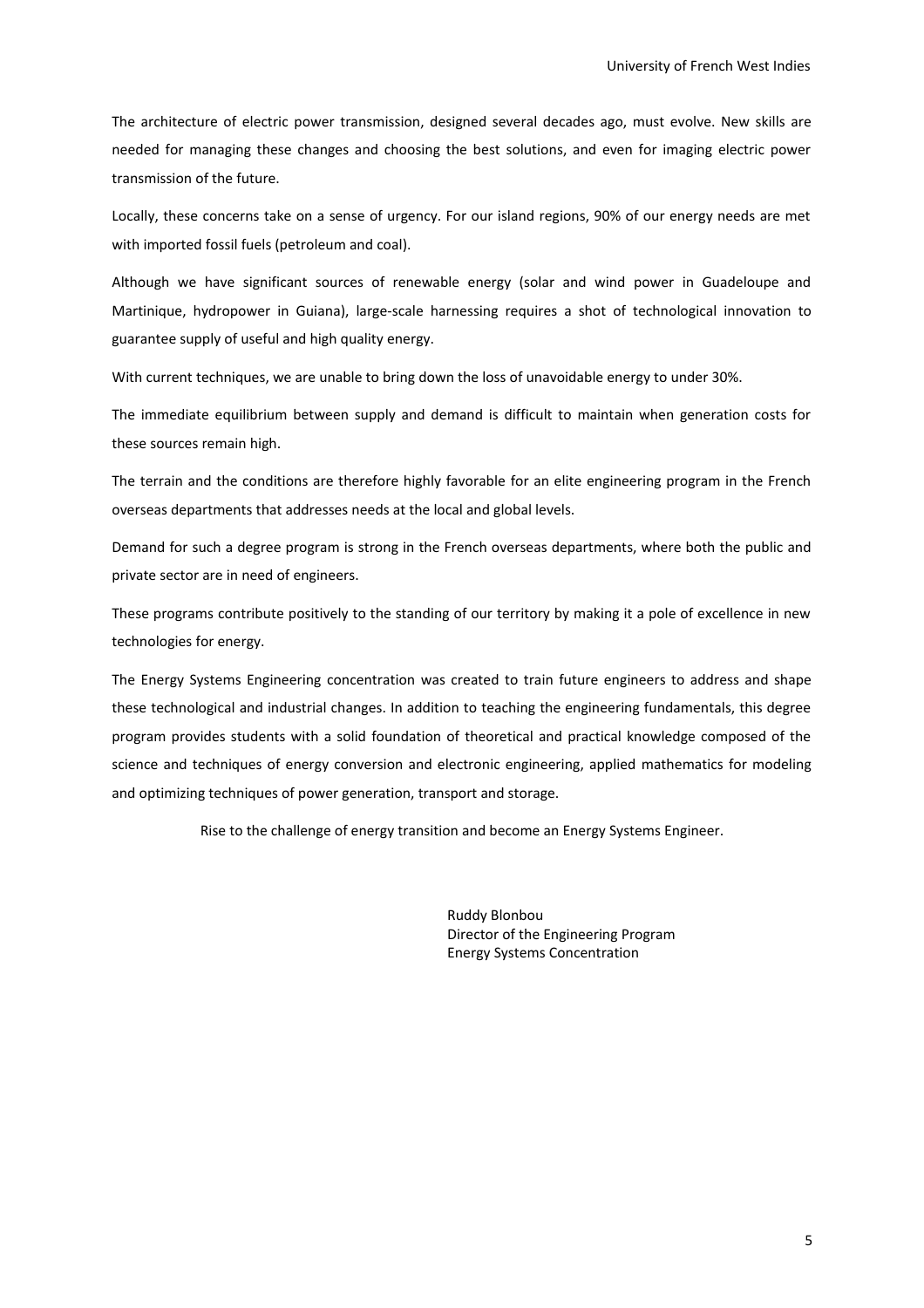The architecture of electric power transmission, designed several decades ago, must evolve. New skills are needed for managing these changes and choosing the best solutions, and even for imaging electric power transmission of the future.

Locally, these concerns take on a sense of urgency. For our island regions, 90% of our energy needs are met with imported fossil fuels (petroleum and coal).

Although we have significant sources of renewable energy (solar and wind power in Guadeloupe and Martinique, hydropower in Guiana), large-scale harnessing requires a shot of technological innovation to guarantee supply of useful and high quality energy.

With current techniques, we are unable to bring down the loss of unavoidable energy to under 30%.

The immediate equilibrium between supply and demand is difficult to maintain when generation costs for these sources remain high.

The terrain and the conditions are therefore highly favorable for an elite engineering program in the French overseas departments that addresses needs at the local and global levels.

Demand for such a degree program is strong in the French overseas departments, where both the public and private sector are in need of engineers.

These programs contribute positively to the standing of our territory by making it a pole of excellence in new technologies for energy.

The Energy Systems Engineering concentration was created to train future engineers to address and shape these technological and industrial changes. In addition to teaching the engineering fundamentals, this degree program provides students with a solid foundation of theoretical and practical knowledge composed of the science and techniques of energy conversion and electronic engineering, applied mathematics for modeling and optimizing techniques of power generation, transport and storage.

Rise to the challenge of energy transition and become an Energy Systems Engineer.

Ruddy Blonbou
Director of the Engineering Program
Energy Systems Concentration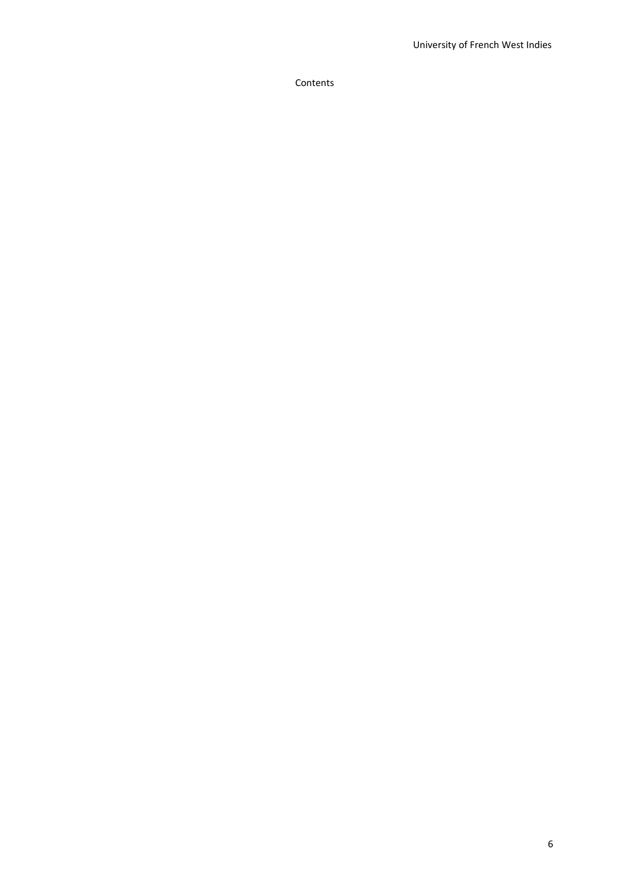Contents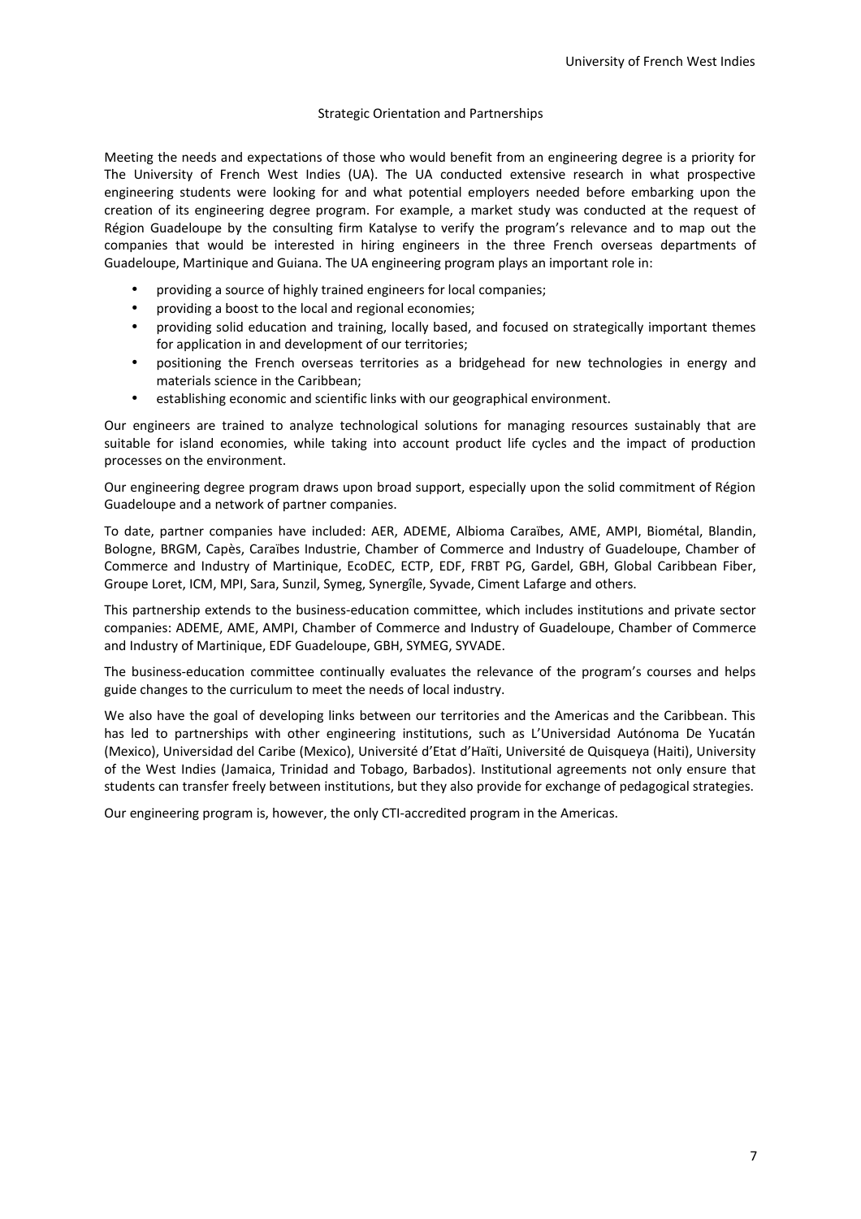## Strategic Orientation and Partnerships

Meeting the needs and expectations of those who would benefit from an engineering degree is a priority for The University of French West Indies (UA). The UA conducted extensive research in what prospective engineering students were looking for and what potential employers needed before embarking upon the creation of its engineering degree program. For example, a market study was conducted at the request of Région Guadeloupe by the consulting firm Katalyse to verify the program's relevance and to map out the companies that would be interested in hiring engineers in the three French overseas departments of Guadeloupe, Martinique and Guiana. The UA engineering program plays an important role in:

- providing a source of highly trained engineers for local companies;
- providing a boost to the local and regional economies;
- providing solid education and training, locally based, and focused on strategically important themes for application in and development of our territories;
- positioning the French overseas territories as a bridgehead for new technologies in energy and materials science in the Caribbean;
- establishing economic and scientific links with our geographical environment.

Our engineers are trained to analyze technological solutions for managing resources sustainably that are suitable for island economies, while taking into account product life cycles and the impact of production processes on the environment.

Our engineering degree program draws upon broad support, especially upon the solid commitment of Région Guadeloupe and a network of partner companies.

To date, partner companies have included: AER, ADEME, Albioma Caraïbes, AME, AMPI, Biométal, Blandin, Bologne, BRGM, Capès, Caraïbes Industrie, Chamber of Commerce and Industry of Guadeloupe, Chamber of Commerce and Industry of Martinique, EcoDEC, ECTP, EDF, FRBT PG, Gardel, GBH, Global Caribbean Fiber, Groupe Loret, ICM, MPI, Sara, Sunzil, Symeg, Synergîle, Syvade, Ciment Lafarge and others.

This partnership extends to the business-education committee, which includes institutions and private sector companies: ADEME, AME, AMPI, Chamber of Commerce and Industry of Guadeloupe, Chamber of Commerce and Industry of Martinique, EDF Guadeloupe, GBH, SYMEG, SYVADE.

The business-education committee continually evaluates the relevance of the program's courses and helps guide changes to the curriculum to meet the needs of local industry.

We also have the goal of developing links between our territories and the Americas and the Caribbean. This has led to partnerships with other engineering institutions, such as L'Universidad Autónoma De Yucatán (Mexico), Universidad del Caribe (Mexico), Université d'Etat d'Haïti, Université de Quisqueya (Haiti), University of the West Indies (Jamaica, Trinidad and Tobago, Barbados). Institutional agreements not only ensure that students can transfer freely between institutions, but they also provide for exchange of pedagogical strategies.

Our engineering program is, however, the only CTI-accredited program in the Americas.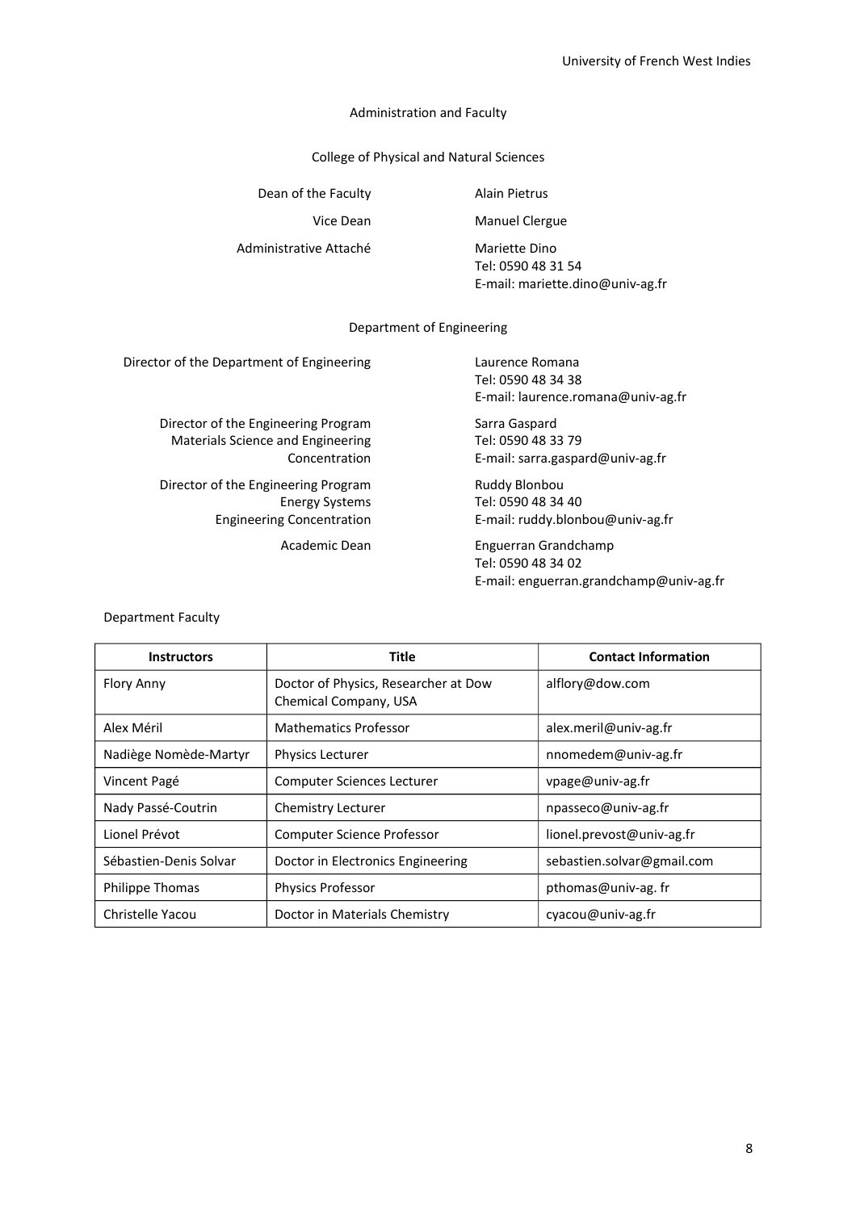## Administration and Faculty

### College of Physical and Natural Sciences

Dean of the Faculty — Alain Pietrus

Vice Dean — Manuel Clergue

Administrative Attaché — Mariette Dino
Tel: 0590 48 31 54
E-mail: mariette.dino@univ-ag.fr

### Department of Engineering

Director of the Department of Engineering — Laurence Romana
Tel: 0590 48 34 38
E-mail: laurence.romana@univ-ag.fr

Director of the Engineering Program Materials Science and Engineering Concentration — Sarra Gaspard
Tel: 0590 48 33 79
E-mail: sarra.gaspard@univ-ag.fr

Director of the Engineering Program Energy Systems Engineering Concentration — Ruddy Blonbou
Tel: 0590 48 34 40
E-mail: ruddy.blonbou@univ-ag.fr

Academic Dean — Enguerran Grandchamp
Tel: 0590 48 34 02
E-mail: enguerran.grandchamp@univ-ag.fr

Department Faculty

| Instructors | Title | Contact Information |
|---|---|---|
| Flory Anny | Doctor of Physics, Researcher at Dow Chemical Company, USA | alflory@dow.com |
| Alex Méril | Mathematics Professor | alex.meril@univ-ag.fr |
| Nadiège Nomède-Martyr | Physics Lecturer | nnomedem@univ-ag.fr |
| Vincent Pagé | Computer Sciences Lecturer | vpage@univ-ag.fr |
| Nady Passé-Coutrin | Chemistry Lecturer | npasseco@univ-ag.fr |
| Lionel Prévot | Computer Science Professor | lionel.prevost@univ-ag.fr |
| Sébastien-Denis Solvar | Doctor in Electronics Engineering | sebastien.solvar@gmail.com |
| Philippe Thomas | Physics Professor | pthomas@univ-ag. fr |
| Christelle Yacou | Doctor in Materials Chemistry | cyacou@univ-ag.fr |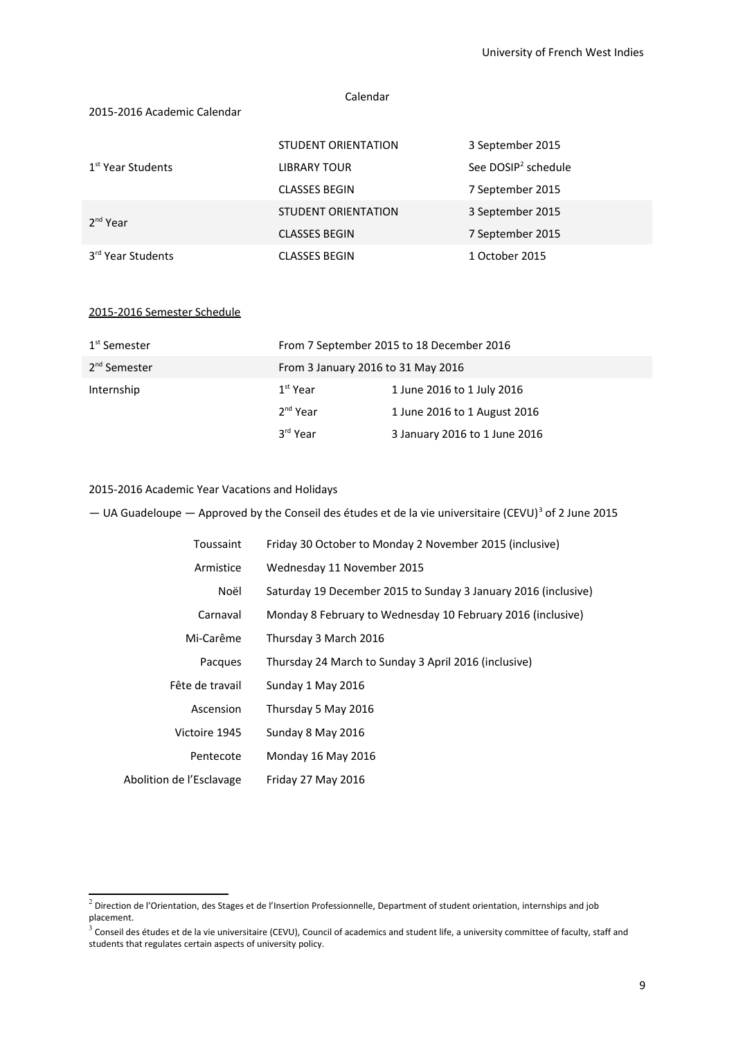Calendar

2015-2016 Academic Calendar

| | | |
|---|---|---|
| 1st Year Students | STUDENT ORIENTATION | 3 September 2015 |
| | LIBRARY TOUR | See DOSIP[2] schedule |
| | CLASSES BEGIN | 7 September 2015 |
| 2nd Year | STUDENT ORIENTATION | 3 September 2015 |
| | CLASSES BEGIN | 7 September 2015 |
| 3rd Year Students | CLASSES BEGIN | 1 October 2015 |

2015-2016 Semester Schedule

| | | |
|---|---|---|
| 1st Semester | From 7 September 2015 to 18 December 2016 | |
| 2nd Semester | From 3 January 2016 to 31 May 2016 | |
| Internship | 1st Year | 1 June 2016 to 1 July 2016 |
| | 2nd Year | 1 June 2016 to 1 August 2016 |
| | 3rd Year | 3 January 2016 to 1 June 2016 |

2015-2016 Academic Year Vacations and Holidays

— UA Guadeloupe — Approved by the Conseil des études et de la vie universitaire (CEVU)[3] of 2 June 2015

| | |
|---|---|
| Toussaint | Friday 30 October to Monday 2 November 2015 (inclusive) |
| Armistice | Wednesday 11 November 2015 |
| Noël | Saturday 19 December 2015 to Sunday 3 January 2016 (inclusive) |
| Carnaval | Monday 8 February to Wednesday 10 February 2016 (inclusive) |
| Mi-Carême | Thursday 3 March 2016 |
| Pacques | Thursday 24 March to Sunday 3 April 2016 (inclusive) |
| Fête de travail | Sunday 1 May 2016 |
| Ascension | Thursday 5 May 2016 |
| Victoire 1945 | Sunday 8 May 2016 |
| Pentecote | Monday 16 May 2016 |
| Abolition de l'Esclavage | Friday 27 May 2016 |

---

[2] Direction de l'Orientation, des Stages et de l'Insertion Professionnelle, Department of student orientation, internships and job placement.

[3] Conseil des études et de la vie universitaire (CEVU), Council of academics and student life, a university committee of faculty, staff and students that regulates certain aspects of university policy.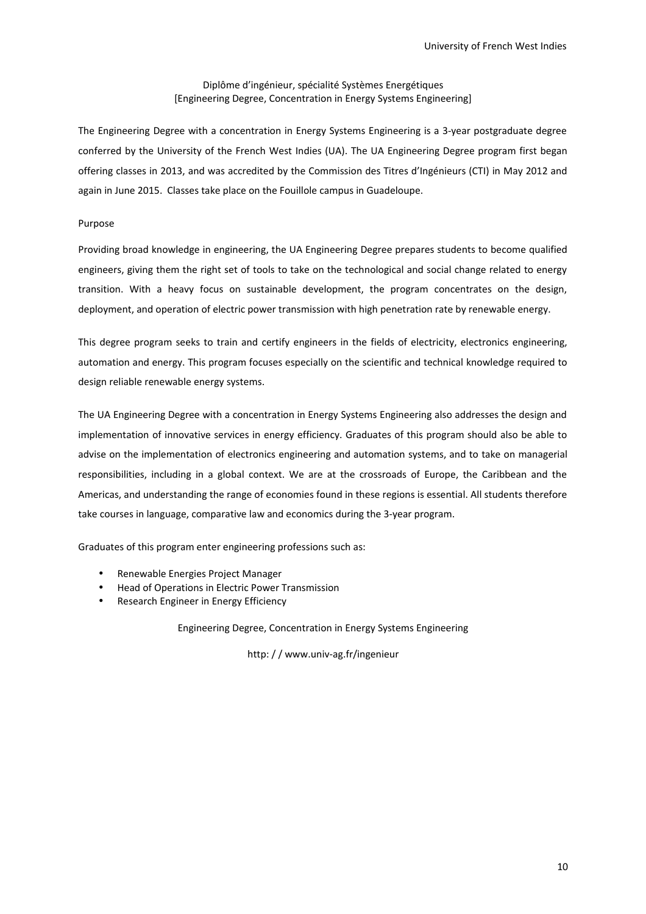## Diplôme d'ingénieur, spécialité Systèmes Energétiques
## [Engineering Degree, Concentration in Energy Systems Engineering]

The Engineering Degree with a concentration in Energy Systems Engineering is a 3-year postgraduate degree conferred by the University of the French West Indies (UA). The UA Engineering Degree program first began offering classes in 2013, and was accredited by the Commission des Titres d'Ingénieurs (CTI) in May 2012 and again in June 2015. Classes take place on the Fouillole campus in Guadeloupe.

### Purpose

Providing broad knowledge in engineering, the UA Engineering Degree prepares students to become qualified engineers, giving them the right set of tools to take on the technological and social change related to energy transition. With a heavy focus on sustainable development, the program concentrates on the design, deployment, and operation of electric power transmission with high penetration rate by renewable energy.

This degree program seeks to train and certify engineers in the fields of electricity, electronics engineering, automation and energy. This program focuses especially on the scientific and technical knowledge required to design reliable renewable energy systems.

The UA Engineering Degree with a concentration in Energy Systems Engineering also addresses the design and implementation of innovative services in energy efficiency. Graduates of this program should also be able to advise on the implementation of electronics engineering and automation systems, and to take on managerial responsibilities, including in a global context. We are at the crossroads of Europe, the Caribbean and the Americas, and understanding the range of economies found in these regions is essential. All students therefore take courses in language, comparative law and economics during the 3-year program.

Graduates of this program enter engineering professions such as:

- Renewable Energies Project Manager
- Head of Operations in Electric Power Transmission
- Research Engineer in Energy Efficiency

Engineering Degree, Concentration in Energy Systems Engineering

http: / / www.univ-ag.fr/ingenieur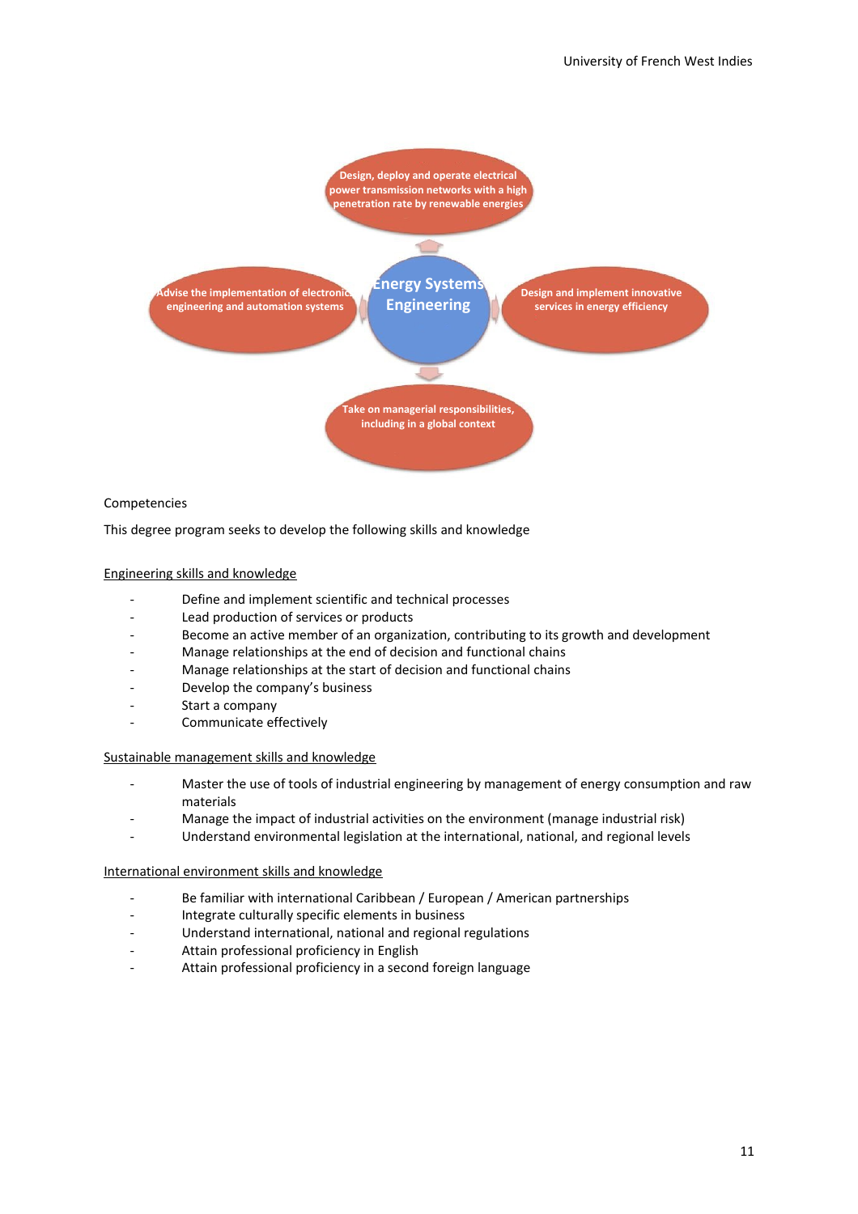Energy Systems Engineering

- Design, deploy and operate electrical power transmission networks with a high penetration rate by renewable energies
- Advise the implementation of electronic engineering and automation systems
- Design and implement innovative services in energy efficiency
- Take on managerial responsibilities, including in a global context

Competencies

This degree program seeks to develop the following skills and knowledge

Engineering skills and knowledge

- Define and implement scientific and technical processes
- Lead production of services or products
- Become an active member of an organization, contributing to its growth and development
- Manage relationships at the end of decision and functional chains
- Manage relationships at the start of decision and functional chains
- Develop the company's business
- Start a company
- Communicate effectively

Sustainable management skills and knowledge

- Master the use of tools of industrial engineering by management of energy consumption and raw materials
- Manage the impact of industrial activities on the environment (manage industrial risk)
- Understand environmental legislation at the international, national, and regional levels

International environment skills and knowledge

- Be familiar with international Caribbean / European / American partnerships
- Integrate culturally specific elements in business
- Understand international, national and regional regulations
- Attain professional proficiency in English
- Attain professional proficiency in a second foreign language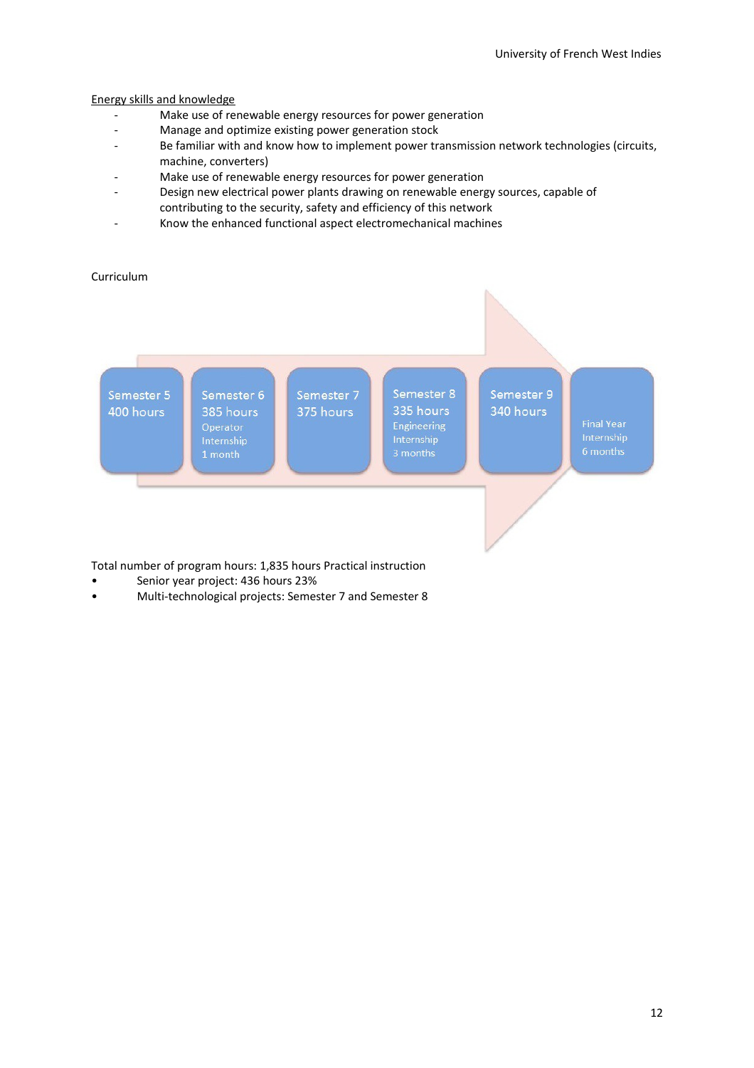Energy skills and knowledge

- Make use of renewable energy resources for power generation
- Manage and optimize existing power generation stock
- Be familiar with and know how to implement power transmission network technologies (circuits, machine, converters)
- Make use of renewable energy resources for power generation
- Design new electrical power plants drawing on renewable energy sources, capable of contributing to the security, safety and efficiency of this network
- Know the enhanced functional aspect electromechanical machines

Curriculum

| Semester 5 | Semester 6 | Semester 7 | Semester 8 | Semester 9 | |
|---|---|---|---|---|---|
| 400 hours | 385 hours | 375 hours | 335 hours | 340 hours | |
| | Operator Internship 1 month | | Engineering Internship 3 months | | Final Year Internship 6 months |

Total number of program hours: 1,835 hours Practical instruction

- Senior year project: 436 hours 23%
- Multi-technological projects: Semester 7 and Semester 8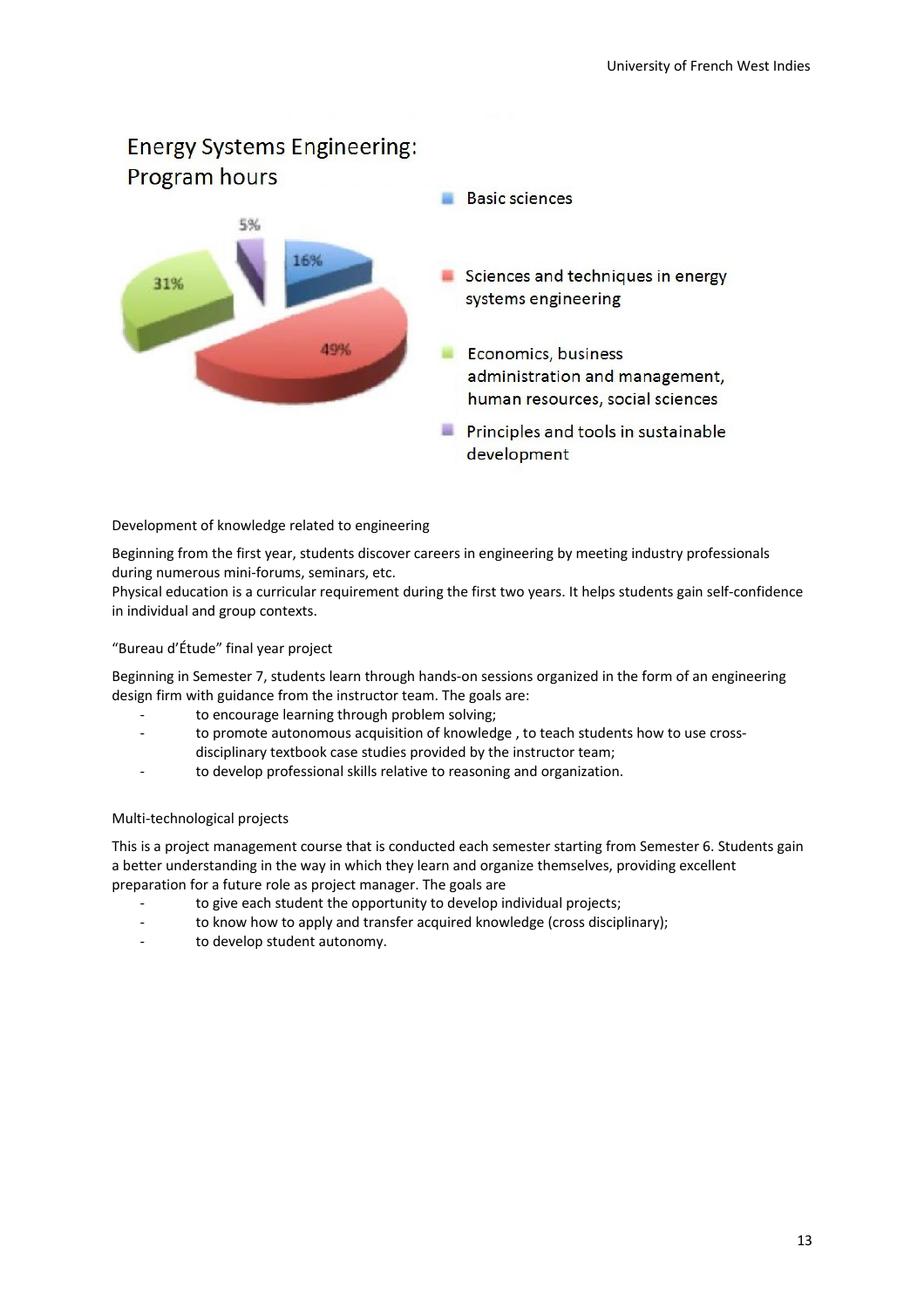## Energy Systems Engineering: Program hours

- Basic sciences: 16%
- Sciences and techniques in energy systems engineering: 49%
- Economics, business administration and management, human resources, social sciences: 31%
- Principles and tools in sustainable development: 5%

### Development of knowledge related to engineering

Beginning from the first year, students discover careers in engineering by meeting industry professionals during numerous mini-forums, seminars, etc.
Physical education is a curricular requirement during the first two years. It helps students gain self-confidence in individual and group contexts.

### "Bureau d'Étude" final year project

Beginning in Semester 7, students learn through hands-on sessions organized in the form of an engineering design firm with guidance from the instructor team. The goals are:

- to encourage learning through problem solving;
- to promote autonomous acquisition of knowledge , to teach students how to use cross-disciplinary textbook case studies provided by the instructor team;
- to develop professional skills relative to reasoning and organization.

### Multi-technological projects

This is a project management course that is conducted each semester starting from Semester 6. Students gain a better understanding in the way in which they learn and organize themselves, providing excellent preparation for a future role as project manager. The goals are

- to give each student the opportunity to develop individual projects;
- to know how to apply and transfer acquired knowledge (cross disciplinary);
- to develop student autonomy.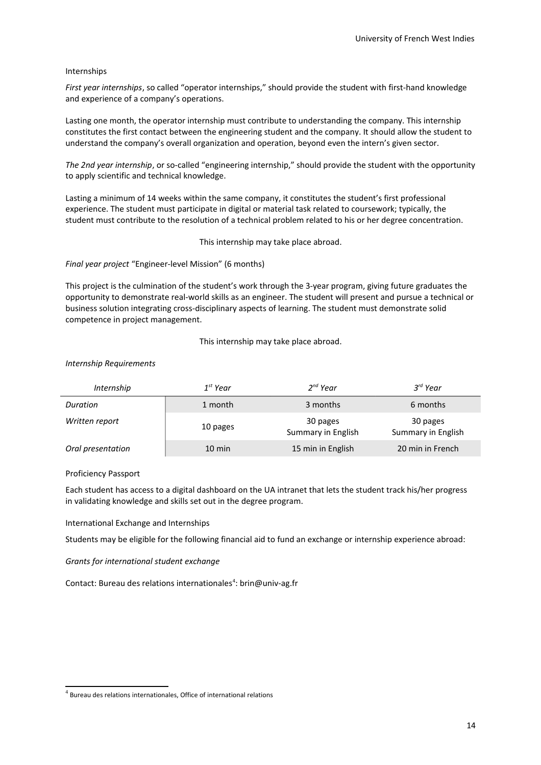## Internships

*First year internships*, so called “operator internships,” should provide the student with first-hand knowledge and experience of a company’s operations.

Lasting one month, the operator internship must contribute to understanding the company. This internship constitutes the first contact between the engineering student and the company. It should allow the student to understand the company’s overall organization and operation, beyond even the intern’s given sector.

*The 2nd year internship*, or so-called “engineering internship,” should provide the student with the opportunity to apply scientific and technical knowledge.

Lasting a minimum of 14 weeks within the same company, it constitutes the student’s first professional experience. The student must participate in digital or material task related to coursework; typically, the student must contribute to the resolution of a technical problem related to his or her degree concentration.

This internship may take place abroad.

*Final year project* “Engineer-level Mission” (6 months)

This project is the culmination of the student’s work through the 3-year program, giving future graduates the opportunity to demonstrate real-world skills as an engineer. The student will present and pursue a technical or business solution integrating cross-disciplinary aspects of learning. The student must demonstrate solid competence in project management.

This internship may take place abroad.

*Internship Requirements*

| *Internship* | *1st Year* | *2nd Year* | *3rd Year* |
|---|---|---|---|
| *Duration* | 1 month | 3 months | 6 months |
| *Written report* | 10 pages | 30 pages Summary in English | 30 pages Summary in English |
| *Oral presentation* | 10 min | 15 min in English | 20 min in French |

## Proficiency Passport

Each student has access to a digital dashboard on the UA intranet that lets the student track his/her progress in validating knowledge and skills set out in the degree program.

## International Exchange and Internships

Students may be eligible for the following financial aid to fund an exchange or internship experience abroad:

*Grants for international student exchange*

Contact: Bureau des relations internationales[4]: brin@univ-ag.fr

[4] Bureau des relations internationales, Office of international relations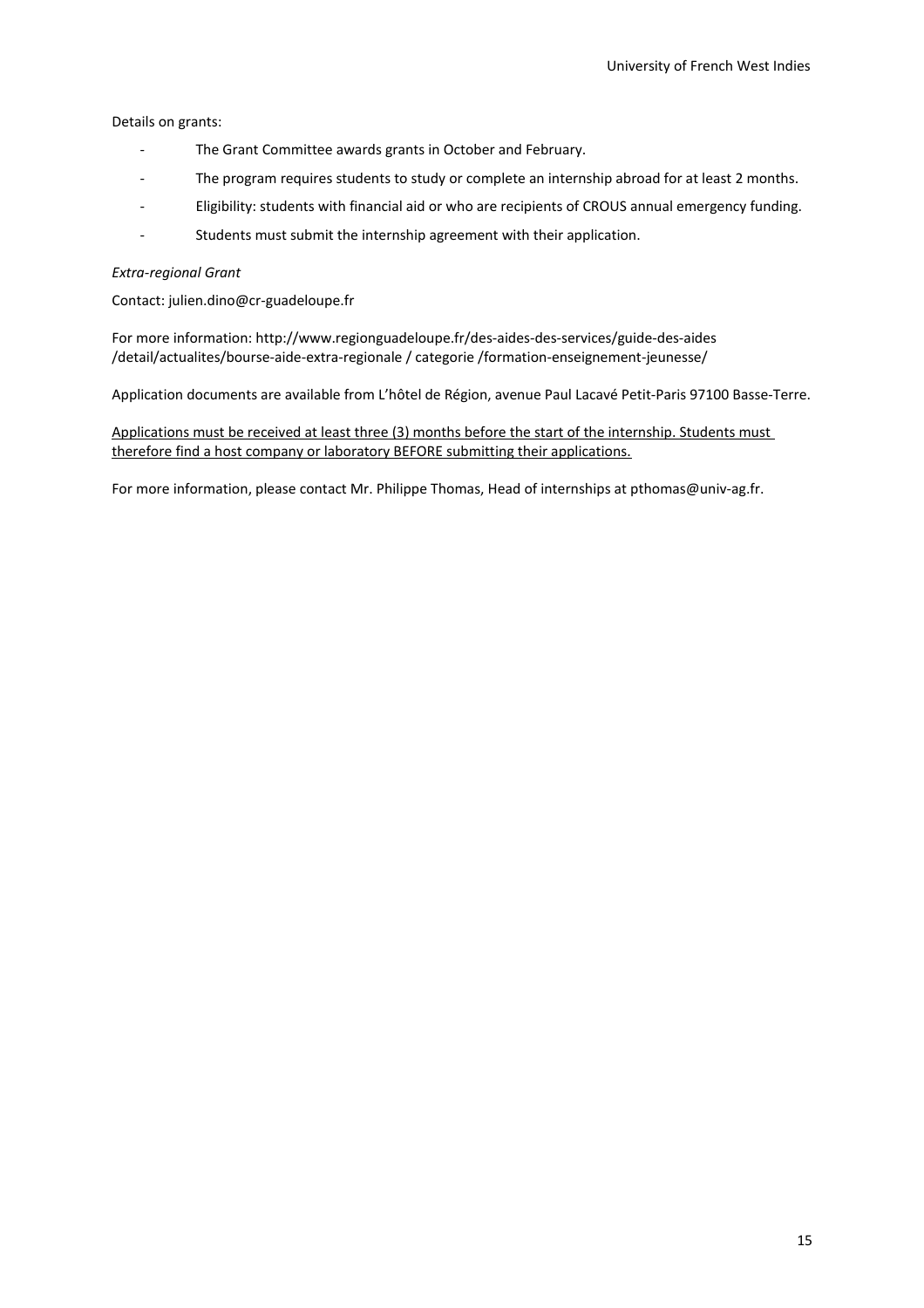Details on grants:

- The Grant Committee awards grants in October and February.
- The program requires students to study or complete an internship abroad for at least 2 months.
- Eligibility: students with financial aid or who are recipients of CROUS annual emergency funding.
- Students must submit the internship agreement with their application.

*Extra-regional Grant*

Contact: julien.dino@cr-guadeloupe.fr

For more information: http://www.regionguadeloupe.fr/des-aides-des-services/guide-des-aides /detail/actualites/bourse-aide-extra-regionale / categorie /formation-enseignement-jeunesse/

Application documents are available from L'hôtel de Région, avenue Paul Lacavé Petit-Paris 97100 Basse-Terre.

<u>Applications must be received at least three (3) months before the start of the internship. Students must therefore find a host company or laboratory BEFORE submitting their applications.</u>

For more information, please contact Mr. Philippe Thomas, Head of internships at pthomas@univ-ag.fr.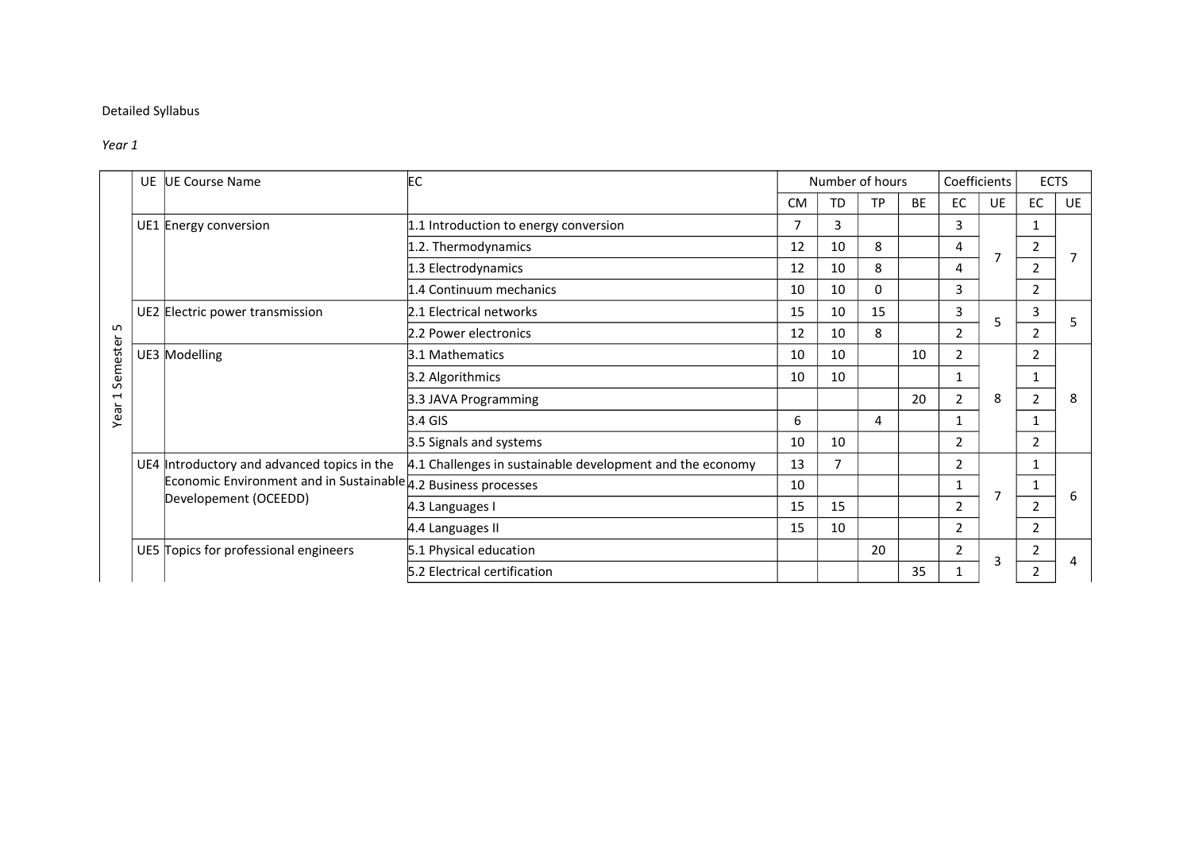Detailed Syllabus

*Year 1*

| | UE | UE Course Name | EC | Number of hours | | | | Coefficients | | ECTS | |
|---|---|---|---|---|---|---|---|---|---|---|---|
| | | | | CM | TD | TP | BE | EC | UE | EC | UE |
| Year 1 Semester 5 | UE1 | Energy conversion | 1.1 Introduction to energy conversion | 7 | 3 | | | 3 | 7 | 1 | 7 |
| | | | 1.2. Thermodynamics | 12 | 10 | 8 | | 4 | | 2 | |
| | | | 1.3 Electrodynamics | 12 | 10 | 8 | | 4 | | 2 | |
| | | | 1.4 Continuum mechanics | 10 | 10 | 0 | | 3 | | 2 | |
| | UE2 | Electric power transmission | 2.1 Electrical networks | 15 | 10 | 15 | | 3 | 5 | 3 | 5 |
| | | | 2.2 Power electronics | 12 | 10 | 8 | | 2 | | 2 | |
| | UE3 | Modelling | 3.1 Mathematics | 10 | 10 | | 10 | 2 | 8 | 2 | 8 |
| | | | 3.2 Algorithmics | 10 | 10 | | | 1 | | 1 | |
| | | | 3.3 JAVA Programming | | | | 20 | 2 | | 2 | |
| | | | 3.4 GIS | 6 | | 4 | | 1 | | 1 | |
| | | | 3.5 Signals and systems | 10 | 10 | | | 2 | | 2 | |
| | UE4 | Introductory and advanced topics in the Economic Environment and in Sustainable Developement (OCEEDD) | 4.1 Challenges in sustainable development and the economy | 13 | 7 | | | 2 | 7 | 1 | 6 |
| | | | 4.2 Business processes | 10 | | | | 1 | | 1 | |
| | | | 4.3 Languages I | 15 | 15 | | | 2 | | 2 | |
| | | | 4.4 Languages II | 15 | 10 | | | 2 | | 2 | |
| | UE5 | Topics for professional engineers | 5.1 Physical education | | | 20 | | 2 | 3 | 2 | 4 |
| | | | 5.2 Electrical certification | | | | 35 | 1 | | 2 | |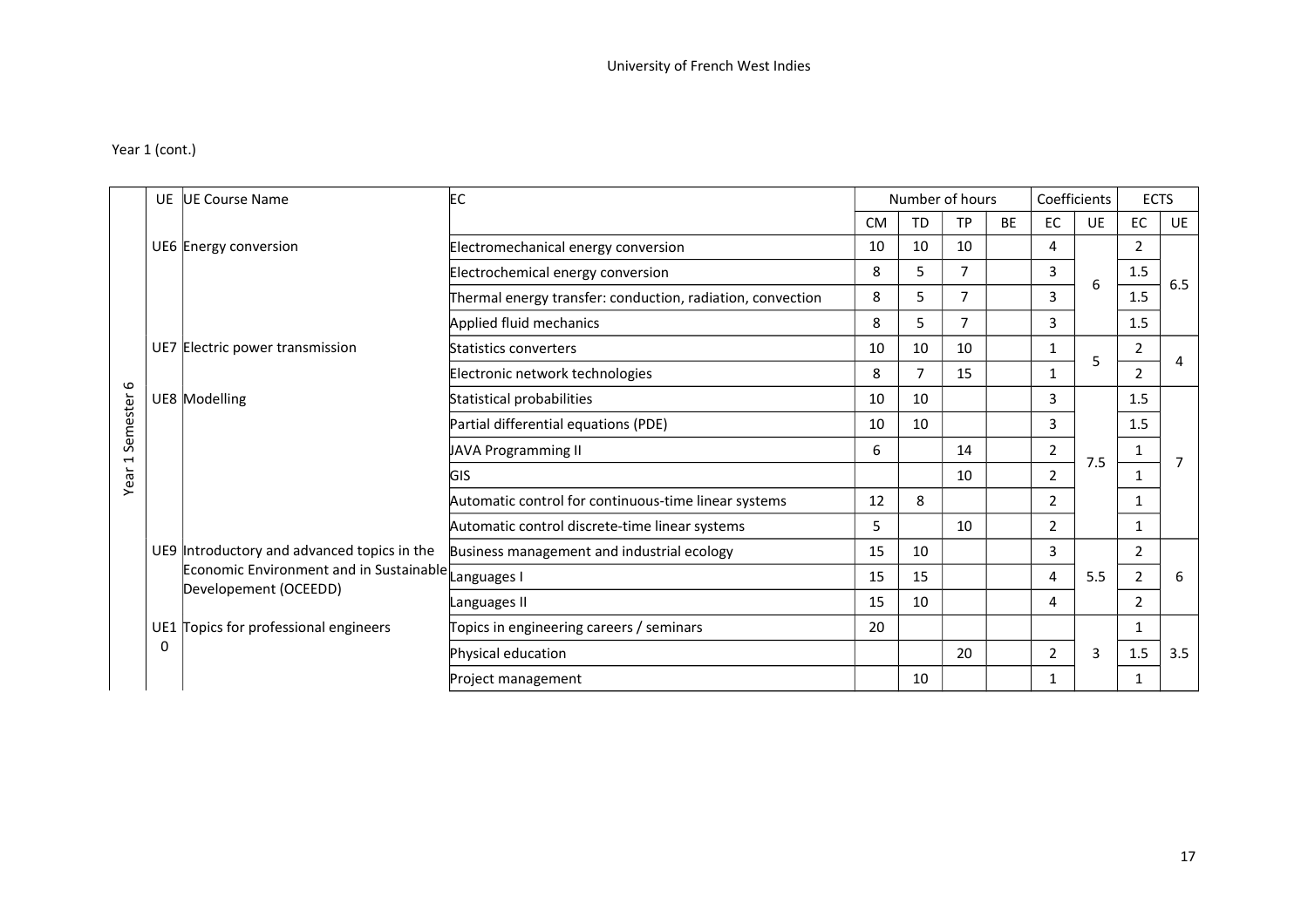Year 1 (cont.)

| | UE | UE Course Name | EC | Number of hours | | | | Coefficients | | ECTS | |
|---|---|---|---|---|---|---|---|---|---|---|---|
| | | | | CM | TD | TP | BE | EC | UE | EC | UE |
| Year 1 Semester 6 | UE6 | Energy conversion | Electromechanical energy conversion | 10 | 10 | 10 | | 4 | 6 | 2 | 6.5 |
| | | | Electrochemical energy conversion | 8 | 5 | 7 | | 3 | | 1.5 | |
| | | | Thermal energy transfer: conduction, radiation, convection | 8 | 5 | 7 | | 3 | | 1.5 | |
| | | | Applied fluid mechanics | 8 | 5 | 7 | | 3 | | 1.5 | |
| | UE7 | Electric power transmission | Statistics converters | 10 | 10 | 10 | | 1 | 5 | 2 | 4 |
| | | | Electronic network technologies | 8 | 7 | 15 | | 1 | | 2 | |
| | UE8 | Modelling | Statistical probabilities | 10 | 10 | | | 3 | 7.5 | 1.5 | 7 |
| | | | Partial differential equations (PDE) | 10 | 10 | | | 3 | | 1.5 | |
| | | | JAVA Programming II | 6 | | 14 | | 2 | | 1 | |
| | | | GIS | | | 10 | | 2 | | 1 | |
| | | | Automatic control for continuous-time linear systems | 12 | 8 | | | 2 | | 1 | |
| | | | Automatic control discrete-time linear systems | 5 | | 10 | | 2 | | 1 | |
| | UE9 | Introductory and advanced topics in the Economic Environment and in Sustainable Developement (OCEEDD) | Business management and industrial ecology | 15 | 10 | | | 3 | 5.5 | 2 | 6 |
| | | | Languages I | 15 | 15 | | | 4 | | 2 | |
| | | | Languages II | 15 | 10 | | | 4 | | 2 | |
| | UE10 | Topics for professional engineers | Topics in engineering careers / seminars | 20 | | | | | 3 | 1 | 3.5 |
| | | | Physical education | | | 20 | | 2 | | 1.5 | |
| | | | Project management | | 10 | | | 1 | | 1 | |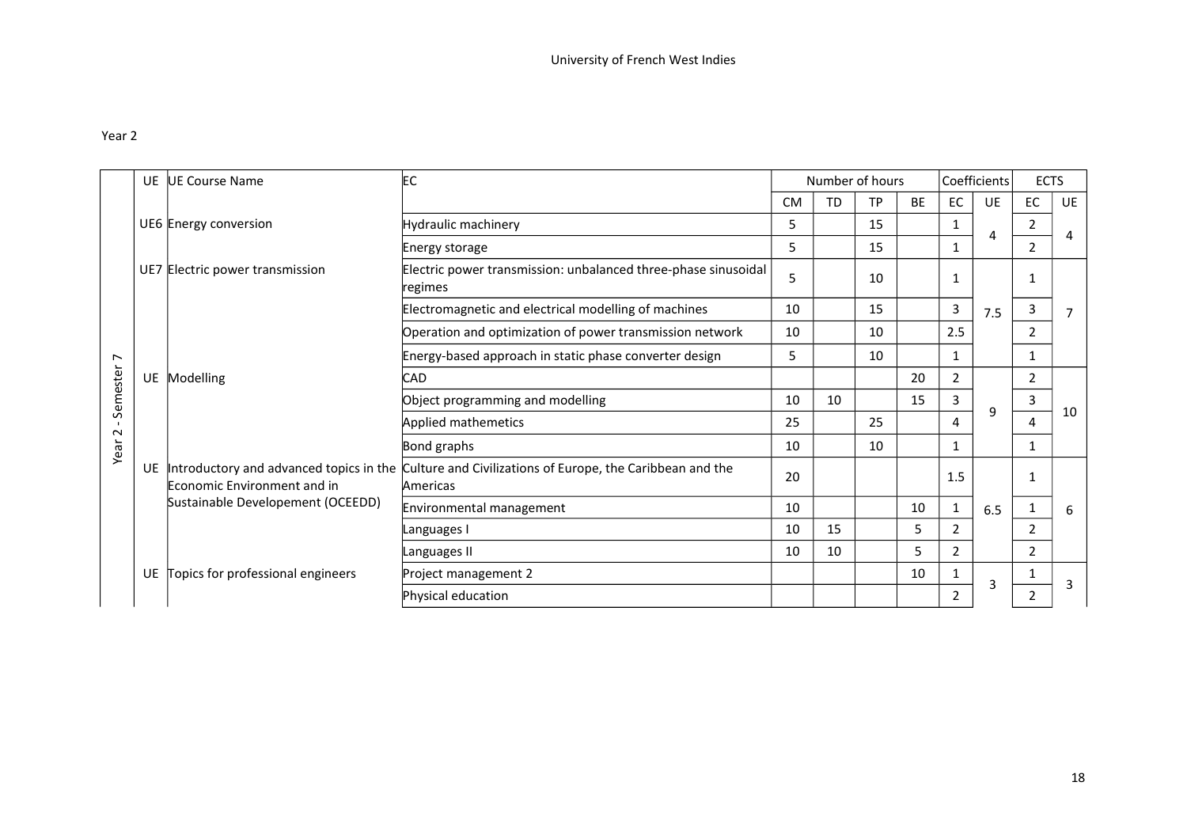Year 2

| | UE | UE Course Name | EC | Number of hours | | | | Coefficients | | ECTS | |
|---|---|---|---|---|---|---|---|---|---|---|---|
| | | | | CM | TD | TP | BE | EC | UE | EC | UE |
| Year 2 - Semester 7 | UE6 | Energy conversion | Hydraulic machinery | 5 | | 15 | | 1 | 4 | 2 | 4 |
| | | | Energy storage | 5 | | 15 | | 1 | | 2 | |
| | UE7 | Electric power transmission | Electric power transmission: unbalanced three-phase sinusoidal regimes | 5 | | 10 | | 1 | 7.5 | 1 | 7 |
| | | | Electromagnetic and electrical modelling of machines | 10 | | 15 | | 3 | | 3 | |
| | | | Operation and optimization of power transmission network | 10 | | 10 | | 2.5 | | 2 | |
| | | | Energy-based approach in static phase converter design | 5 | | 10 | | 1 | | 1 | |
| | UE | Modelling | CAD | | | | 20 | 2 | 9 | 2 | 10 |
| | | | Object programming and modelling | 10 | 10 | | 15 | 3 | | 3 | |
| | | | Applied mathemetics | 25 | | 25 | | 4 | | 4 | |
| | | | Bond graphs | 10 | | 10 | | 1 | | 1 | |
| | UE | Introductory and advanced topics in the Economic Environment and in Sustainable Developement (OCEEDD) | Culture and Civilizations of Europe, the Caribbean and the Americas | 20 | | | | 1.5 | 6.5 | 1 | 6 |
| | | | Environmental management | 10 | | | 10 | 1 | | 1 | |
| | | | Languages I | 10 | 15 | | 5 | 2 | | 2 | |
| | | | Languages II | 10 | 10 | | 5 | 2 | | 2 | |
| | UE | Topics for professional engineers | Project management 2 | | | | 10 | 1 | 3 | 1 | 3 |
| | | | Physical education | | | | | 2 | | 2 | |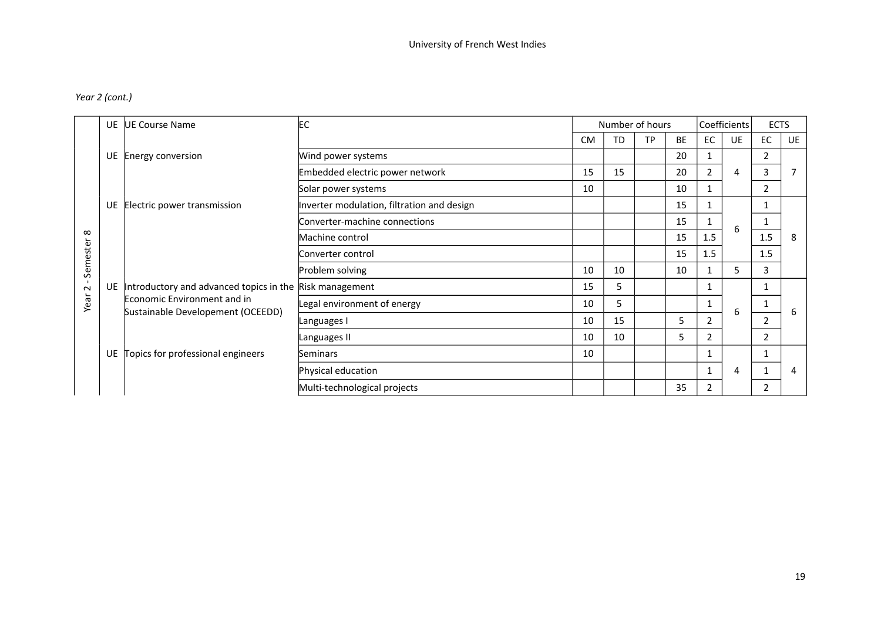*Year 2 (cont.)*

| | UE | UE Course Name | EC | Number of hours | | | | Coefficients | | ECTS | |
|---|---|---|---|---|---|---|---|---|---|---|---|
| | | | | CM | TD | TP | BE | EC | UE | EC | UE |
| Year 2 - Semester 8 | UE | Energy conversion | Wind power systems | | | | 20 | 1 | 4 | 2 | 7 |
| | | | Embedded electric power network | 15 | 15 | | 20 | 2 | | 3 | |
| | | | Solar power systems | 10 | | | 10 | 1 | | 2 | |
| | UE | Electric power transmission | Inverter modulation, filtration and design | | | | 15 | 1 | 6 | 1 | 8 |
| | | | Converter-machine connections | | | | 15 | 1 | | 1 | |
| | | | Machine control | | | | 15 | 1.5 | | 1.5 | |
| | | | Converter control | | | | 15 | 1.5 | | 1.5 | |
| | | | Problem solving | 10 | 10 | | 10 | 1 | 5 | 3 | |
| | UE | Introductory and advanced topics in the Economic Environment and in Sustainable Developement (OCEEDD) | Risk management | 15 | 5 | | | 1 | 6 | 1 | 6 |
| | | | Legal environment of energy | 10 | 5 | | | 1 | | 1 | |
| | | | Languages I | 10 | 15 | | 5 | 2 | | 2 | |
| | | | Languages II | 10 | 10 | | 5 | 2 | | 2 | |
| | UE | Topics for professional engineers | Seminars | 10 | | | | 1 | 4 | 1 | 4 |
| | | | Physical education | | | | | 1 | | 1 | |
| | | | Multi-technological projects | | | | 35 | 2 | | 2 | |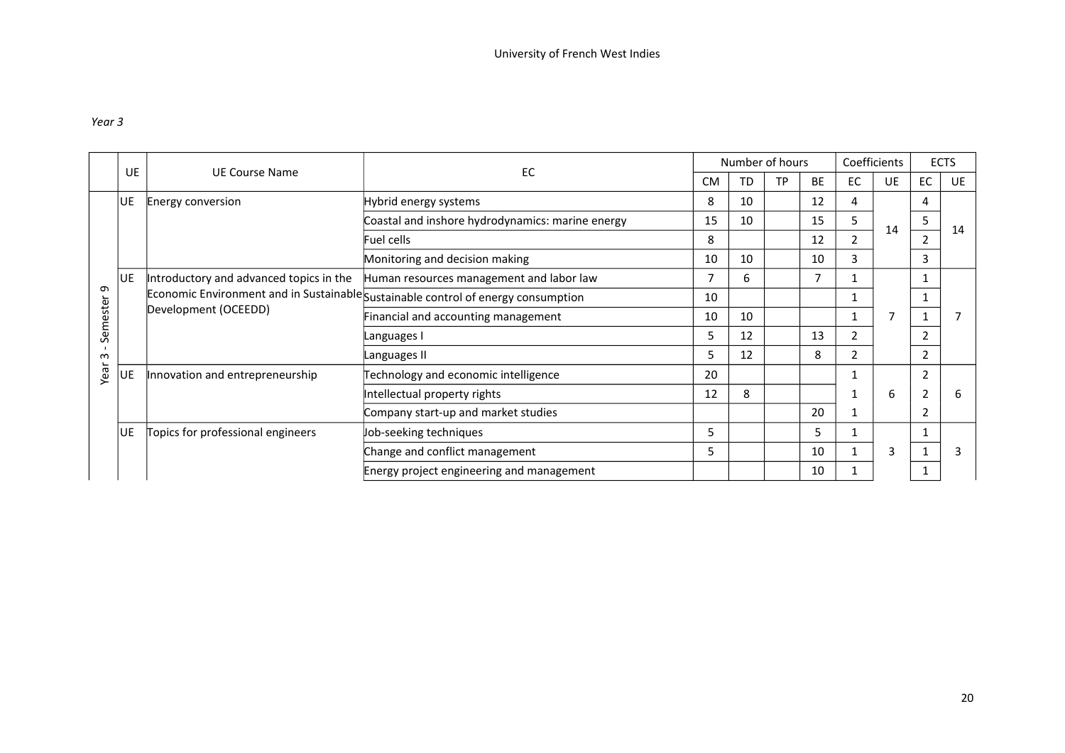University of French West Indies

*Year 3*

| | UE | UE Course Name | EC | Number of hours | | | | Coefficients | | ECTS | |
|---|---|---|---|---|---|---|---|---|---|---|---|
| | | | | CM | TD | TP | BE | EC | UE | EC | UE |
| Year 3 - Semester 9 | UE | Energy conversion | Hybrid energy systems | 8 | 10 | | 12 | 4 | 14 | 4 | 14 |
| | | | Coastal and inshore hydrodynamics: marine energy | 15 | 10 | | 15 | 5 | | 5 | |
| | | | Fuel cells | 8 | | | 12 | 2 | | 2 | |
| | | | Monitoring and decision making | 10 | 10 | | 10 | 3 | | 3 | |
| | UE | Introductory and advanced topics in the Economic Environment and in Sustainable Development (OCEEDD) | Human resources management and labor law | 7 | 6 | | 7 | 1 | 7 | 1 | 7 |
| | | | Sustainable control of energy consumption | 10 | | | | 1 | | 1 | |
| | | | Financial and accounting management | 10 | 10 | | | 1 | | 1 | |
| | | | Languages I | 5 | 12 | | 13 | 2 | | 2 | |
| | | | Languages II | 5 | 12 | | 8 | 2 | | 2 | |
| | UE | Innovation and entrepreneurship | Technology and economic intelligence | 20 | | | | 1 | 6 | 2 | 6 |
| | | | Intellectual property rights | 12 | 8 | | | 1 | | 2 | |
| | | | Company start-up and market studies | | | | 20 | 1 | | 2 | |
| | UE | Topics for professional engineers | Job-seeking techniques | 5 | | | 5 | 1 | 3 | 1 | 3 |
| | | | Change and conflict management | 5 | | | 10 | 1 | | 1 | |
| | | | Energy project engineering and management | | | | 10 | 1 | | 1 | |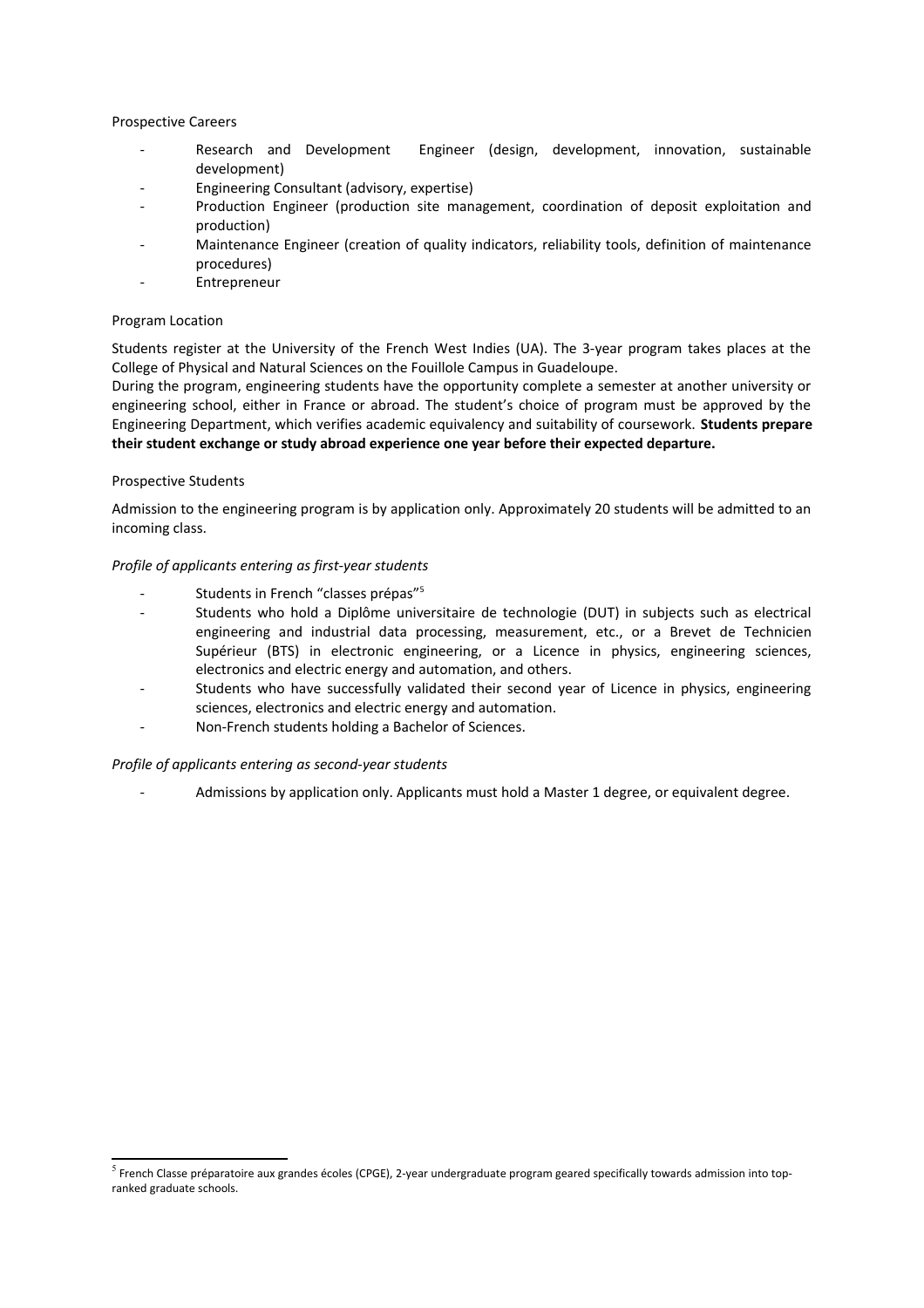## Prospective Careers

- Research and Development Engineer (design, development, innovation, sustainable development)
- Engineering Consultant (advisory, expertise)
- Production Engineer (production site management, coordination of deposit exploitation and production)
- Maintenance Engineer (creation of quality indicators, reliability tools, definition of maintenance procedures)
- Entrepreneur

## Program Location

Students register at the University of the French West Indies (UA). The 3-year program takes places at the College of Physical and Natural Sciences on the Fouillole Campus in Guadeloupe.

During the program, engineering students have the opportunity complete a semester at another university or engineering school, either in France or abroad. The student's choice of program must be approved by the Engineering Department, which verifies academic equivalency and suitability of coursework. **Students prepare their student exchange or study abroad experience one year before their expected departure.**

## Prospective Students

Admission to the engineering program is by application only. Approximately 20 students will be admitted to an incoming class.

### *Profile of applicants entering as first-year students*

- Students in French "classes prépas"[5]
- Students who hold a Diplôme universitaire de technologie (DUT) in subjects such as electrical engineering and industrial data processing, measurement, etc., or a Brevet de Technicien Supérieur (BTS) in electronic engineering, or a Licence in physics, engineering sciences, electronics and electric energy and automation, and others.
- Students who have successfully validated their second year of Licence in physics, engineering sciences, electronics and electric energy and automation.
- Non-French students holding a Bachelor of Sciences.

### *Profile of applicants entering as second-year students*

- Admissions by application only. Applicants must hold a Master 1 degree, or equivalent degree.

---

[5] French Classe préparatoire aux grandes écoles (CPGE), 2-year undergraduate program geared specifically towards admission into top-ranked graduate schools.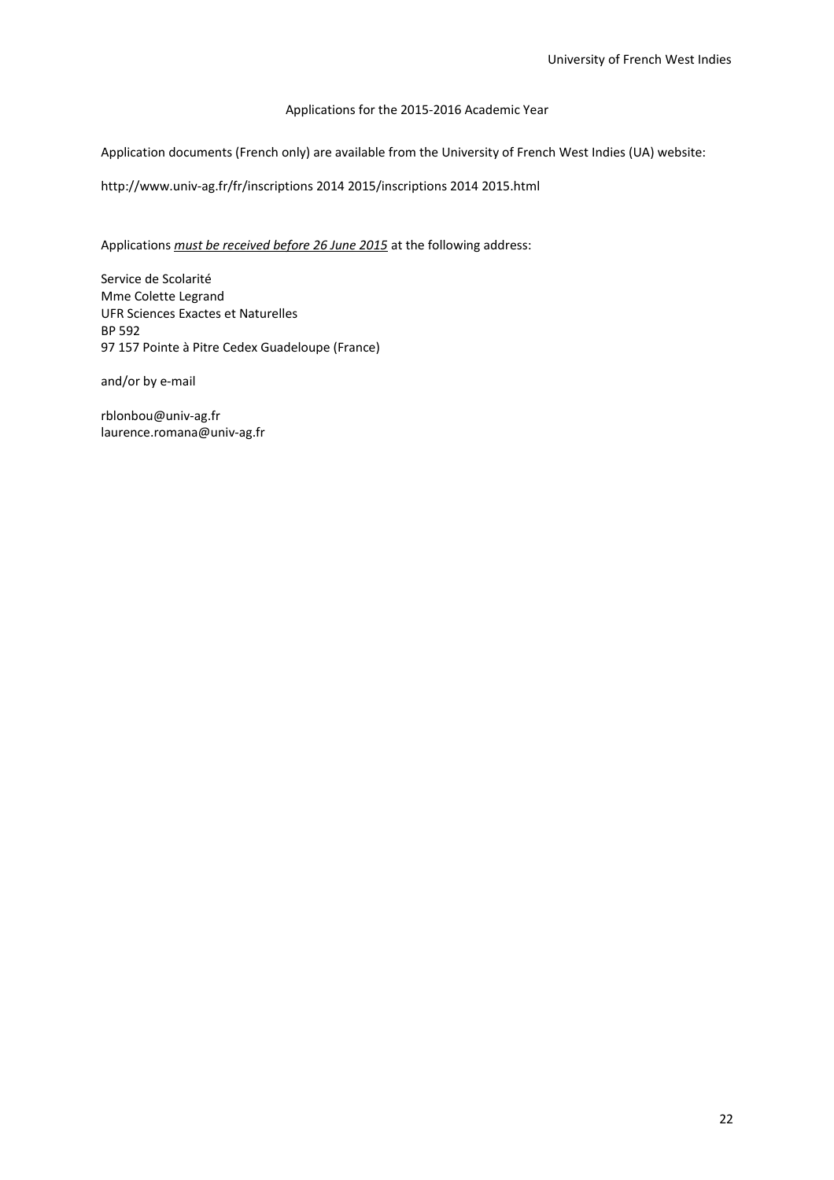Applications for the 2015-2016 Academic Year

Application documents (French only) are available from the University of French West Indies (UA) website:

http://www.univ-ag.fr/fr/inscriptions 2014 2015/inscriptions 2014 2015.html

Applications ***must be received before 26 June 2015*** at the following address:

Service de Scolarité  
Mme Colette Legrand  
UFR Sciences Exactes et Naturelles  
BP 592  
97 157 Pointe à Pitre Cedex Guadeloupe (France)

and/or by e-mail

rblonbou@univ-ag.fr  
laurence.romana@univ-ag.fr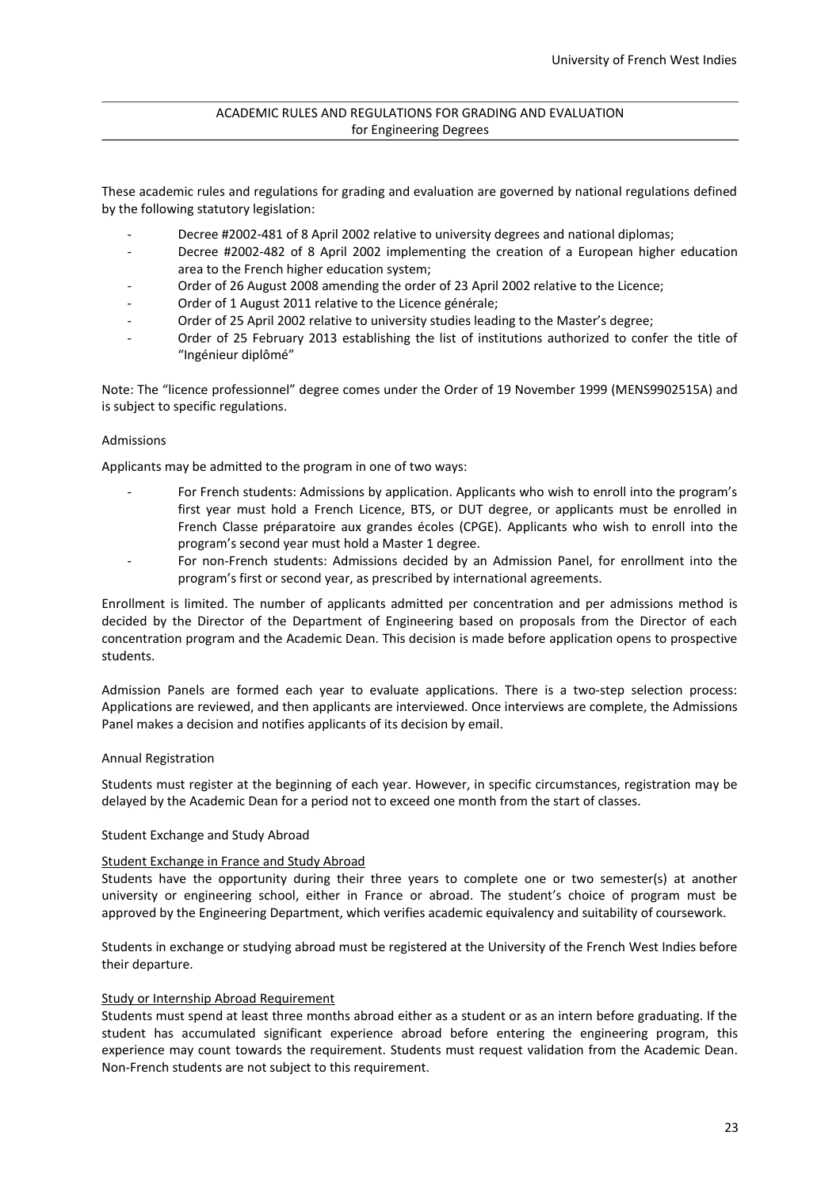## ACADEMIC RULES AND REGULATIONS FOR GRADING AND EVALUATION for Engineering Degrees

These academic rules and regulations for grading and evaluation are governed by national regulations defined by the following statutory legislation:

- Decree #2002-481 of 8 April 2002 relative to university degrees and national diplomas;
- Decree #2002-482 of 8 April 2002 implementing the creation of a European higher education area to the French higher education system;
- Order of 26 August 2008 amending the order of 23 April 2002 relative to the Licence;
- Order of 1 August 2011 relative to the Licence générale;
- Order of 25 April 2002 relative to university studies leading to the Master's degree;
- Order of 25 February 2013 establishing the list of institutions authorized to confer the title of "Ingénieur diplômé"

Note: The "licence professionnel" degree comes under the Order of 19 November 1999 (MENS9902515A) and is subject to specific regulations.

### Admissions

Applicants may be admitted to the program in one of two ways:

- For French students: Admissions by application. Applicants who wish to enroll into the program's first year must hold a French Licence, BTS, or DUT degree, or applicants must be enrolled in French Classe préparatoire aux grandes écoles (CPGE). Applicants who wish to enroll into the program's second year must hold a Master 1 degree.
- For non-French students: Admissions decided by an Admission Panel, for enrollment into the program's first or second year, as prescribed by international agreements.

Enrollment is limited. The number of applicants admitted per concentration and per admissions method is decided by the Director of the Department of Engineering based on proposals from the Director of each concentration program and the Academic Dean. This decision is made before application opens to prospective students.

Admission Panels are formed each year to evaluate applications. There is a two-step selection process: Applications are reviewed, and then applicants are interviewed. Once interviews are complete, the Admissions Panel makes a decision and notifies applicants of its decision by email.

### Annual Registration

Students must register at the beginning of each year. However, in specific circumstances, registration may be delayed by the Academic Dean for a period not to exceed one month from the start of classes.

### Student Exchange and Study Abroad

#### Student Exchange in France and Study Abroad

Students have the opportunity during their three years to complete one or two semester(s) at another university or engineering school, either in France or abroad. The student's choice of program must be approved by the Engineering Department, which verifies academic equivalency and suitability of coursework.

Students in exchange or studying abroad must be registered at the University of the French West Indies before their departure.

#### Study or Internship Abroad Requirement

Students must spend at least three months abroad either as a student or as an intern before graduating. If the student has accumulated significant experience abroad before entering the engineering program, this experience may count towards the requirement. Students must request validation from the Academic Dean. Non-French students are not subject to this requirement.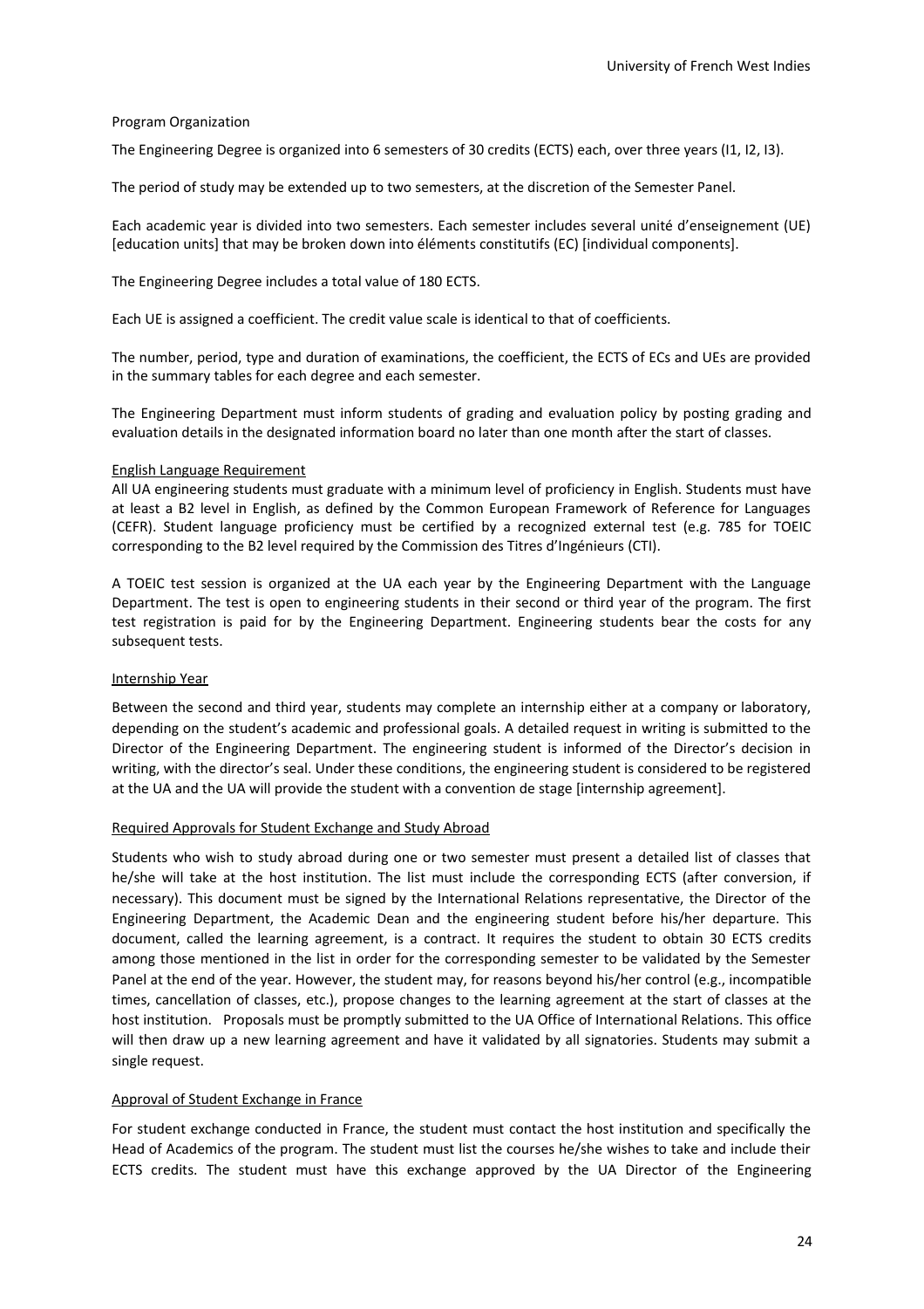Program Organization

The Engineering Degree is organized into 6 semesters of 30 credits (ECTS) each, over three years (I1, I2, I3).

The period of study may be extended up to two semesters, at the discretion of the Semester Panel.

Each academic year is divided into two semesters. Each semester includes several unité d'enseignement (UE) [education units] that may be broken down into éléments constitutifs (EC) [individual components].

The Engineering Degree includes a total value of 180 ECTS.

Each UE is assigned a coefficient. The credit value scale is identical to that of coefficients.

The number, period, type and duration of examinations, the coefficient, the ECTS of ECs and UEs are provided in the summary tables for each degree and each semester.

The Engineering Department must inform students of grading and evaluation policy by posting grading and evaluation details in the designated information board no later than one month after the start of classes.

## English Language Requirement

All UA engineering students must graduate with a minimum level of proficiency in English. Students must have at least a B2 level in English, as defined by the Common European Framework of Reference for Languages (CEFR). Student language proficiency must be certified by a recognized external test (e.g. 785 for TOEIC corresponding to the B2 level required by the Commission des Titres d'Ingénieurs (CTI).

A TOEIC test session is organized at the UA each year by the Engineering Department with the Language Department. The test is open to engineering students in their second or third year of the program. The first test registration is paid for by the Engineering Department. Engineering students bear the costs for any subsequent tests.

## Internship Year

Between the second and third year, students may complete an internship either at a company or laboratory, depending on the student's academic and professional goals. A detailed request in writing is submitted to the Director of the Engineering Department. The engineering student is informed of the Director's decision in writing, with the director's seal. Under these conditions, the engineering student is considered to be registered at the UA and the UA will provide the student with a convention de stage [internship agreement].

## Required Approvals for Student Exchange and Study Abroad

Students who wish to study abroad during one or two semester must present a detailed list of classes that he/she will take at the host institution. The list must include the corresponding ECTS (after conversion, if necessary). This document must be signed by the International Relations representative, the Director of the Engineering Department, the Academic Dean and the engineering student before his/her departure. This document, called the learning agreement, is a contract. It requires the student to obtain 30 ECTS credits among those mentioned in the list in order for the corresponding semester to be validated by the Semester Panel at the end of the year. However, the student may, for reasons beyond his/her control (e.g., incompatible times, cancellation of classes, etc.), propose changes to the learning agreement at the start of classes at the host institution. Proposals must be promptly submitted to the UA Office of International Relations. This office will then draw up a new learning agreement and have it validated by all signatories. Students may submit a single request.

## Approval of Student Exchange in France

For student exchange conducted in France, the student must contact the host institution and specifically the Head of Academics of the program. The student must list the courses he/she wishes to take and include their ECTS credits. The student must have this exchange approved by the UA Director of the Engineering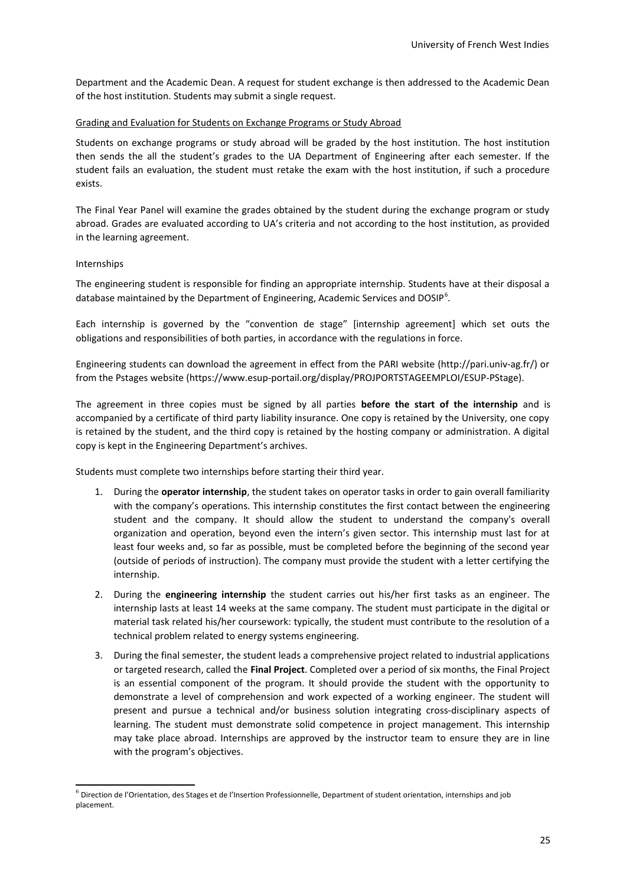Department and the Academic Dean. A request for student exchange is then addressed to the Academic Dean of the host institution. Students may submit a single request.

Grading and Evaluation for Students on Exchange Programs or Study Abroad

Students on exchange programs or study abroad will be graded by the host institution. The host institution then sends the all the student's grades to the UA Department of Engineering after each semester. If the student fails an evaluation, the student must retake the exam with the host institution, if such a procedure exists.

The Final Year Panel will examine the grades obtained by the student during the exchange program or study abroad. Grades are evaluated according to UA's criteria and not according to the host institution, as provided in the learning agreement.

Internships

The engineering student is responsible for finding an appropriate internship. Students have at their disposal a database maintained by the Department of Engineering, Academic Services and DOSIP[6].

Each internship is governed by the "convention de stage" [internship agreement] which set outs the obligations and responsibilities of both parties, in accordance with the regulations in force.

Engineering students can download the agreement in effect from the PARI website (http://pari.univ-ag.fr/) or from the Pstages website (https://www.esup-portail.org/display/PROJPORTSTAGEEMPLOI/ESUP-PStage).

The agreement in three copies must be signed by all parties **before the start of the internship** and is accompanied by a certificate of third party liability insurance. One copy is retained by the University, one copy is retained by the student, and the third copy is retained by the hosting company or administration. A digital copy is kept in the Engineering Department's archives.

Students must complete two internships before starting their third year.

1. During the **operator internship**, the student takes on operator tasks in order to gain overall familiarity with the company's operations. This internship constitutes the first contact between the engineering student and the company. It should allow the student to understand the company's overall organization and operation, beyond even the intern's given sector. This internship must last for at least four weeks and, so far as possible, must be completed before the beginning of the second year (outside of periods of instruction). The company must provide the student with a letter certifying the internship.
2. During the **engineering internship** the student carries out his/her first tasks as an engineer. The internship lasts at least 14 weeks at the same company. The student must participate in the digital or material task related his/her coursework: typically, the student must contribute to the resolution of a technical problem related to energy systems engineering.
3. During the final semester, the student leads a comprehensive project related to industrial applications or targeted research, called the **Final Project**. Completed over a period of six months, the Final Project is an essential component of the program. It should provide the student with the opportunity to demonstrate a level of comprehension and work expected of a working engineer. The student will present and pursue a technical and/or business solution integrating cross-disciplinary aspects of learning. The student must demonstrate solid competence in project management. This internship may take place abroad. Internships are approved by the instructor team to ensure they are in line with the program's objectives.

[6] Direction de l'Orientation, des Stages et de l'Insertion Professionnelle, Department of student orientation, internships and job placement.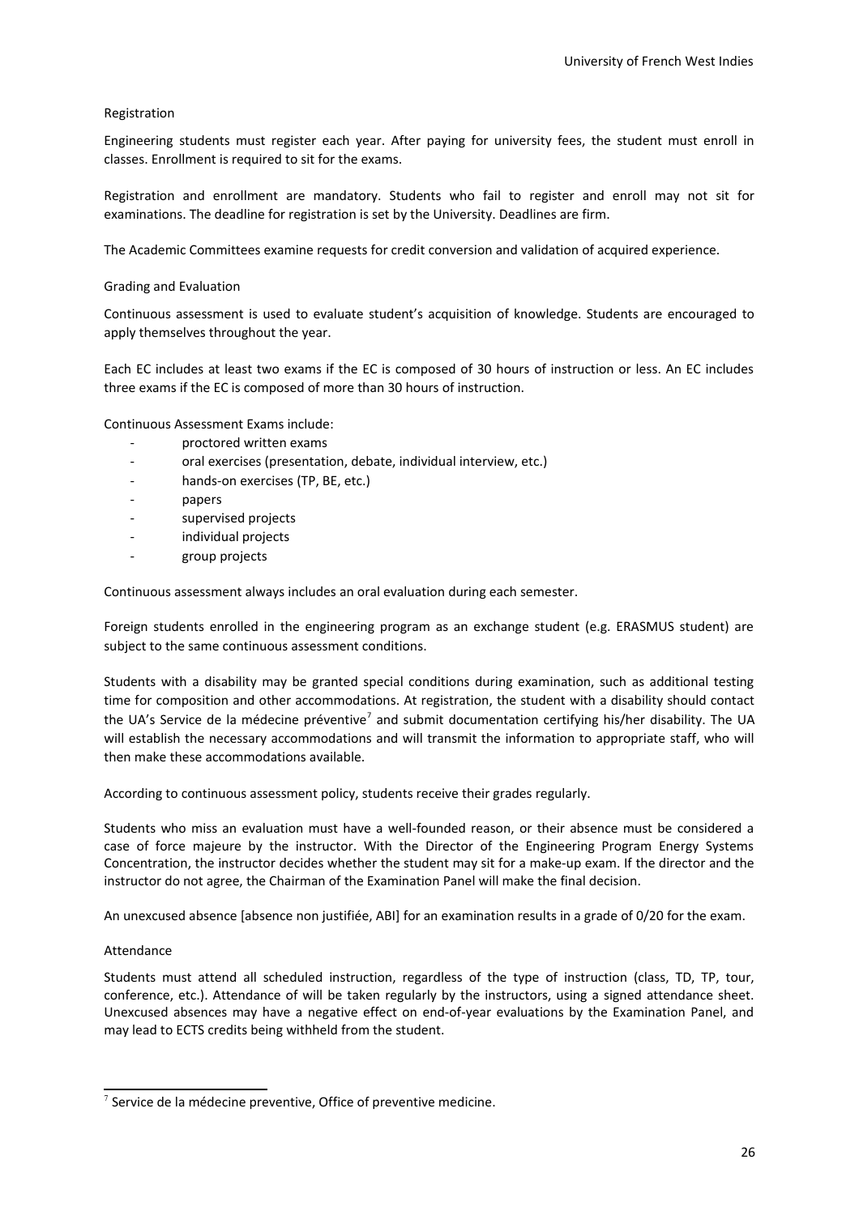### Registration

Engineering students must register each year. After paying for university fees, the student must enroll in classes. Enrollment is required to sit for the exams.

Registration and enrollment are mandatory. Students who fail to register and enroll may not sit for examinations. The deadline for registration is set by the University. Deadlines are firm.

The Academic Committees examine requests for credit conversion and validation of acquired experience.

### Grading and Evaluation

Continuous assessment is used to evaluate student's acquisition of knowledge. Students are encouraged to apply themselves throughout the year.

Each EC includes at least two exams if the EC is composed of 30 hours of instruction or less. An EC includes three exams if the EC is composed of more than 30 hours of instruction.

Continuous Assessment Exams include:

- proctored written exams
- oral exercises (presentation, debate, individual interview, etc.)
- hands-on exercises (TP, BE, etc.)
- papers
- supervised projects
- individual projects
- group projects

Continuous assessment always includes an oral evaluation during each semester.

Foreign students enrolled in the engineering program as an exchange student (e.g. ERASMUS student) are subject to the same continuous assessment conditions.

Students with a disability may be granted special conditions during examination, such as additional testing time for composition and other accommodations. At registration, the student with a disability should contact the UA's Service de la médecine préventive[7] and submit documentation certifying his/her disability. The UA will establish the necessary accommodations and will transmit the information to appropriate staff, who will then make these accommodations available.

According to continuous assessment policy, students receive their grades regularly.

Students who miss an evaluation must have a well-founded reason, or their absence must be considered a case of force majeure by the instructor. With the Director of the Engineering Program Energy Systems Concentration, the instructor decides whether the student may sit for a make-up exam. If the director and the instructor do not agree, the Chairman of the Examination Panel will make the final decision.

An unexcused absence [absence non justifiée, ABI] for an examination results in a grade of 0/20 for the exam.

### Attendance

Students must attend all scheduled instruction, regardless of the type of instruction (class, TD, TP, tour, conference, etc.). Attendance of will be taken regularly by the instructors, using a signed attendance sheet. Unexcused absences may have a negative effect on end-of-year evaluations by the Examination Panel, and may lead to ECTS credits being withheld from the student.

---

[7] Service de la médecine preventive, Office of preventive medicine.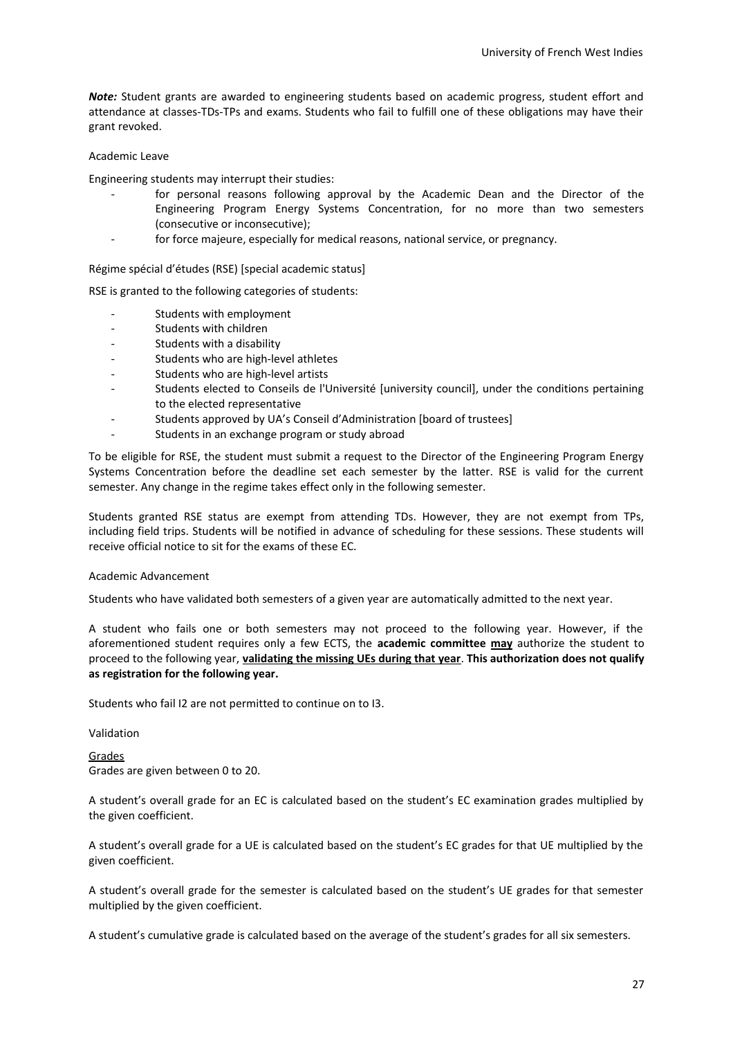***Note:*** Student grants are awarded to engineering students based on academic progress, student effort and attendance at classes-TDs-TPs and exams. Students who fail to fulfill one of these obligations may have their grant revoked.

## Academic Leave

Engineering students may interrupt their studies:

- for personal reasons following approval by the Academic Dean and the Director of the Engineering Program Energy Systems Concentration, for no more than two semesters (consecutive or inconsecutive);
- for force majeure, especially for medical reasons, national service, or pregnancy.

## Régime spécial d'études (RSE) [special academic status]

RSE is granted to the following categories of students:

- Students with employment
- Students with children
- Students with a disability
- Students who are high-level athletes
- Students who are high-level artists
- Students elected to Conseils de l'Université [university council], under the conditions pertaining to the elected representative
- Students approved by UA's Conseil d'Administration [board of trustees]
- Students in an exchange program or study abroad

To be eligible for RSE, the student must submit a request to the Director of the Engineering Program Energy Systems Concentration before the deadline set each semester by the latter. RSE is valid for the current semester. Any change in the regime takes effect only in the following semester.

Students granted RSE status are exempt from attending TDs. However, they are not exempt from TPs, including field trips. Students will be notified in advance of scheduling for these sessions. These students will receive official notice to sit for the exams of these EC.

## Academic Advancement

Students who have validated both semesters of a given year are automatically admitted to the next year.

A student who fails one or both semesters may not proceed to the following year. However, if the aforementioned student requires only a few ECTS, the **academic committee <u>may</u>** authorize the student to proceed to the following year, **<u>validating the missing UEs during that year</u>**. **This authorization does not qualify as registration for the following year.**

Students who fail I2 are not permitted to continue on to I3.

## Validation

### <u>Grades</u>

Grades are given between 0 to 20.

A student's overall grade for an EC is calculated based on the student's EC examination grades multiplied by the given coefficient.

A student's overall grade for a UE is calculated based on the student's EC grades for that UE multiplied by the given coefficient.

A student's overall grade for the semester is calculated based on the student's UE grades for that semester multiplied by the given coefficient.

A student's cumulative grade is calculated based on the average of the student's grades for all six semesters.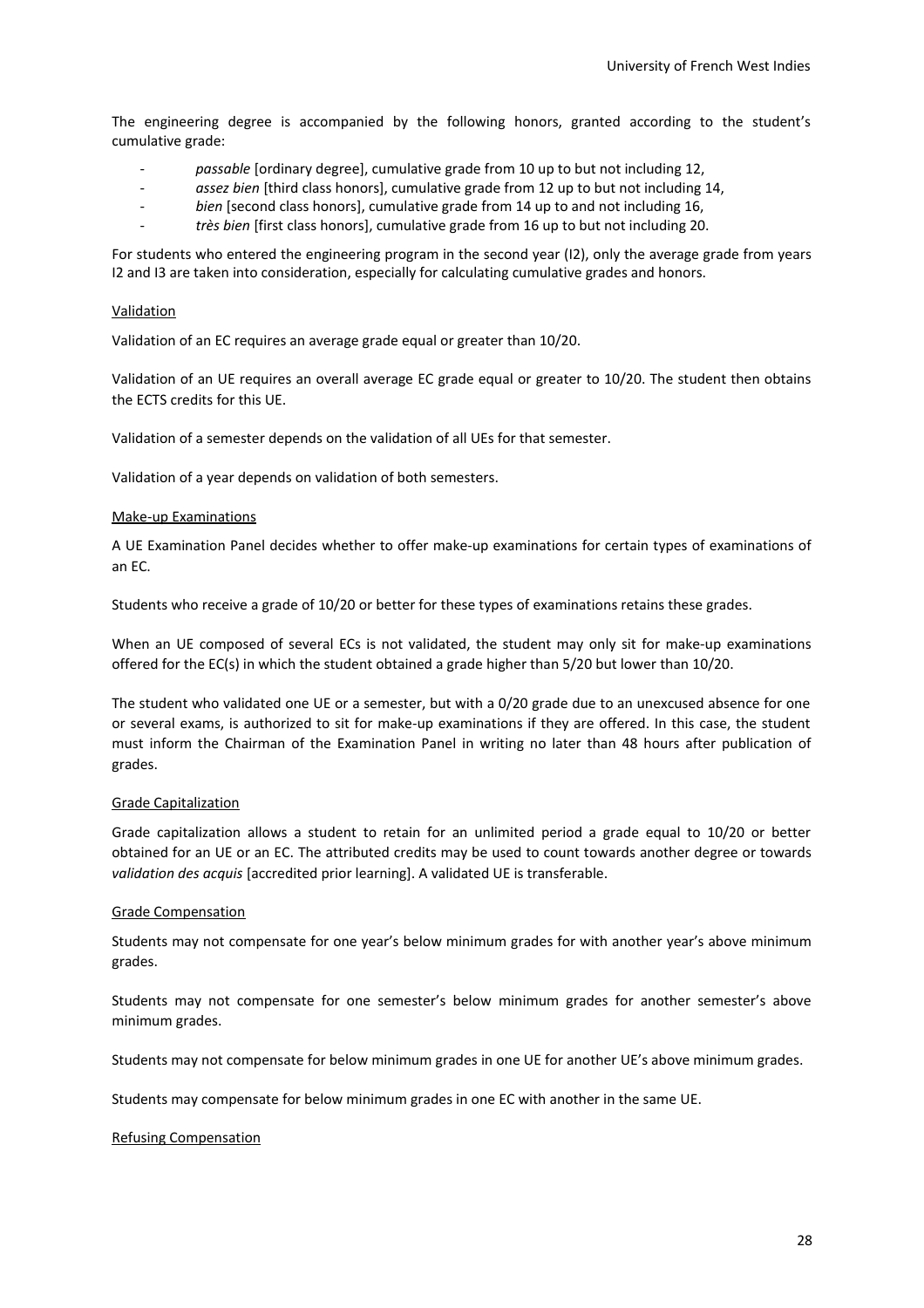The engineering degree is accompanied by the following honors, granted according to the student's cumulative grade:

- *passable* [ordinary degree], cumulative grade from 10 up to but not including 12,
- *assez bien* [third class honors], cumulative grade from 12 up to but not including 14,
- *bien* [second class honors], cumulative grade from 14 up to and not including 16,
- *très bien* [first class honors], cumulative grade from 16 up to but not including 20.

For students who entered the engineering program in the second year (I2), only the average grade from years I2 and I3 are taken into consideration, especially for calculating cumulative grades and honors.

## Validation

Validation of an EC requires an average grade equal or greater than 10/20.

Validation of an UE requires an overall average EC grade equal or greater to 10/20. The student then obtains the ECTS credits for this UE.

Validation of a semester depends on the validation of all UEs for that semester.

Validation of a year depends on validation of both semesters.

## Make-up Examinations

A UE Examination Panel decides whether to offer make-up examinations for certain types of examinations of an EC.

Students who receive a grade of 10/20 or better for these types of examinations retains these grades.

When an UE composed of several ECs is not validated, the student may only sit for make-up examinations offered for the EC(s) in which the student obtained a grade higher than 5/20 but lower than 10/20.

The student who validated one UE or a semester, but with a 0/20 grade due to an unexcused absence for one or several exams, is authorized to sit for make-up examinations if they are offered. In this case, the student must inform the Chairman of the Examination Panel in writing no later than 48 hours after publication of grades.

## Grade Capitalization

Grade capitalization allows a student to retain for an unlimited period a grade equal to 10/20 or better obtained for an UE or an EC. The attributed credits may be used to count towards another degree or towards *validation des acquis* [accredited prior learning]. A validated UE is transferable.

## Grade Compensation

Students may not compensate for one year's below minimum grades for with another year's above minimum grades.

Students may not compensate for one semester's below minimum grades for another semester's above minimum grades.

Students may not compensate for below minimum grades in one UE for another UE's above minimum grades.

Students may compensate for below minimum grades in one EC with another in the same UE.

## Refusing Compensation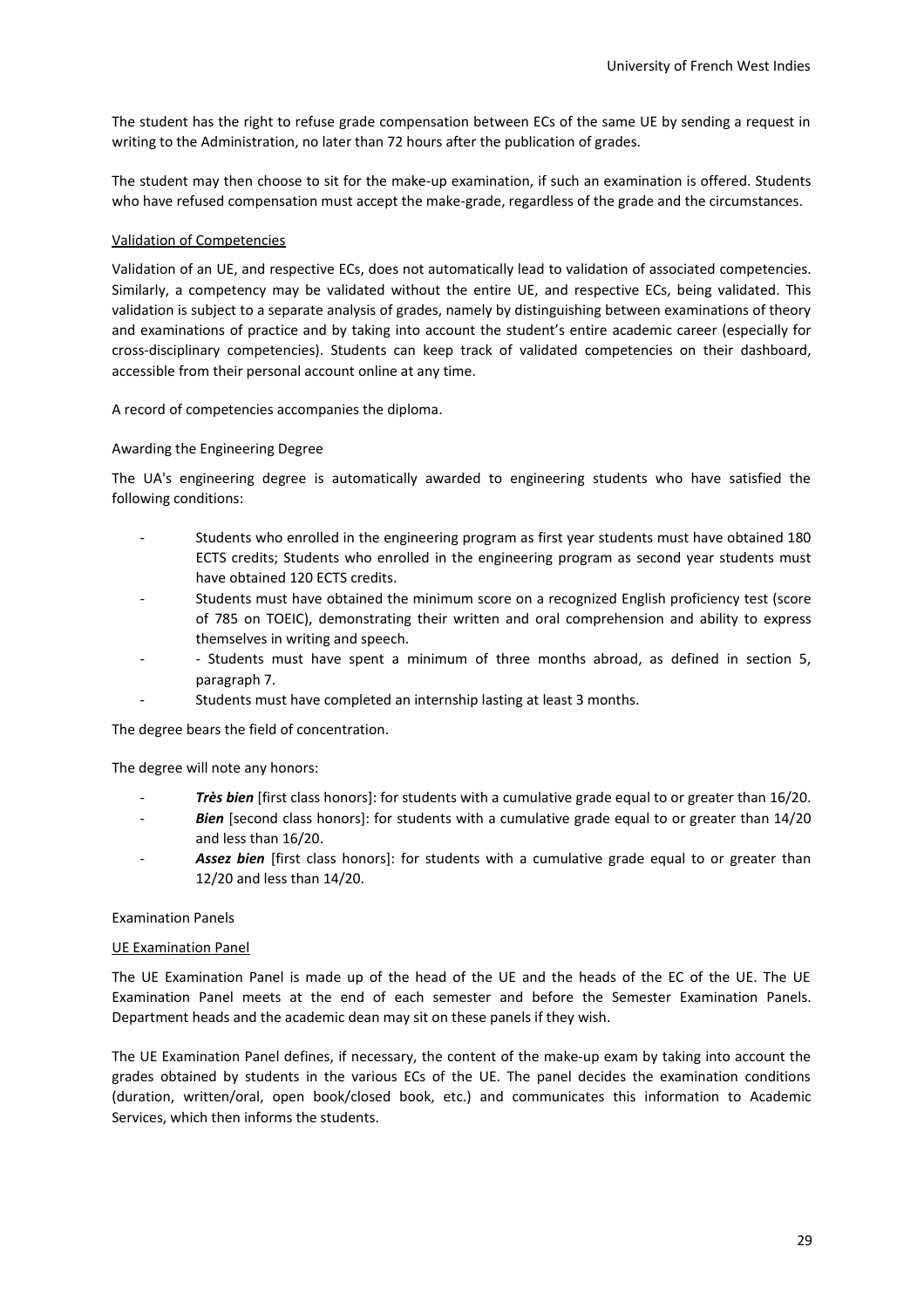The student has the right to refuse grade compensation between ECs of the same UE by sending a request in writing to the Administration, no later than 72 hours after the publication of grades.

The student may then choose to sit for the make-up examination, if such an examination is offered. Students who have refused compensation must accept the make-grade, regardless of the grade and the circumstances.

#### Validation of Competencies

Validation of an UE, and respective ECs, does not automatically lead to validation of associated competencies. Similarly, a competency may be validated without the entire UE, and respective ECs, being validated. This validation is subject to a separate analysis of grades, namely by distinguishing between examinations of theory and examinations of practice and by taking into account the student's entire academic career (especially for cross-disciplinary competencies). Students can keep track of validated competencies on their dashboard, accessible from their personal account online at any time.

A record of competencies accompanies the diploma.

### Awarding the Engineering Degree

The UA's engineering degree is automatically awarded to engineering students who have satisfied the following conditions:

- Students who enrolled in the engineering program as first year students must have obtained 180 ECTS credits; Students who enrolled in the engineering program as second year students must have obtained 120 ECTS credits.
- Students must have obtained the minimum score on a recognized English proficiency test (score of 785 on TOEIC), demonstrating their written and oral comprehension and ability to express themselves in writing and speech.
- - Students must have spent a minimum of three months abroad, as defined in section 5, paragraph 7.
- Students must have completed an internship lasting at least 3 months.

The degree bears the field of concentration.

The degree will note any honors:

- ***Très bien*** [first class honors]: for students with a cumulative grade equal to or greater than 16/20.
- ***Bien*** [second class honors]: for students with a cumulative grade equal to or greater than 14/20 and less than 16/20.
- ***Assez bien*** [first class honors]: for students with a cumulative grade equal to or greater than 12/20 and less than 14/20.

### Examination Panels

#### UE Examination Panel

The UE Examination Panel is made up of the head of the UE and the heads of the EC of the UE. The UE Examination Panel meets at the end of each semester and before the Semester Examination Panels. Department heads and the academic dean may sit on these panels if they wish.

The UE Examination Panel defines, if necessary, the content of the make-up exam by taking into account the grades obtained by students in the various ECs of the UE. The panel decides the examination conditions (duration, written/oral, open book/closed book, etc.) and communicates this information to Academic Services, which then informs the students.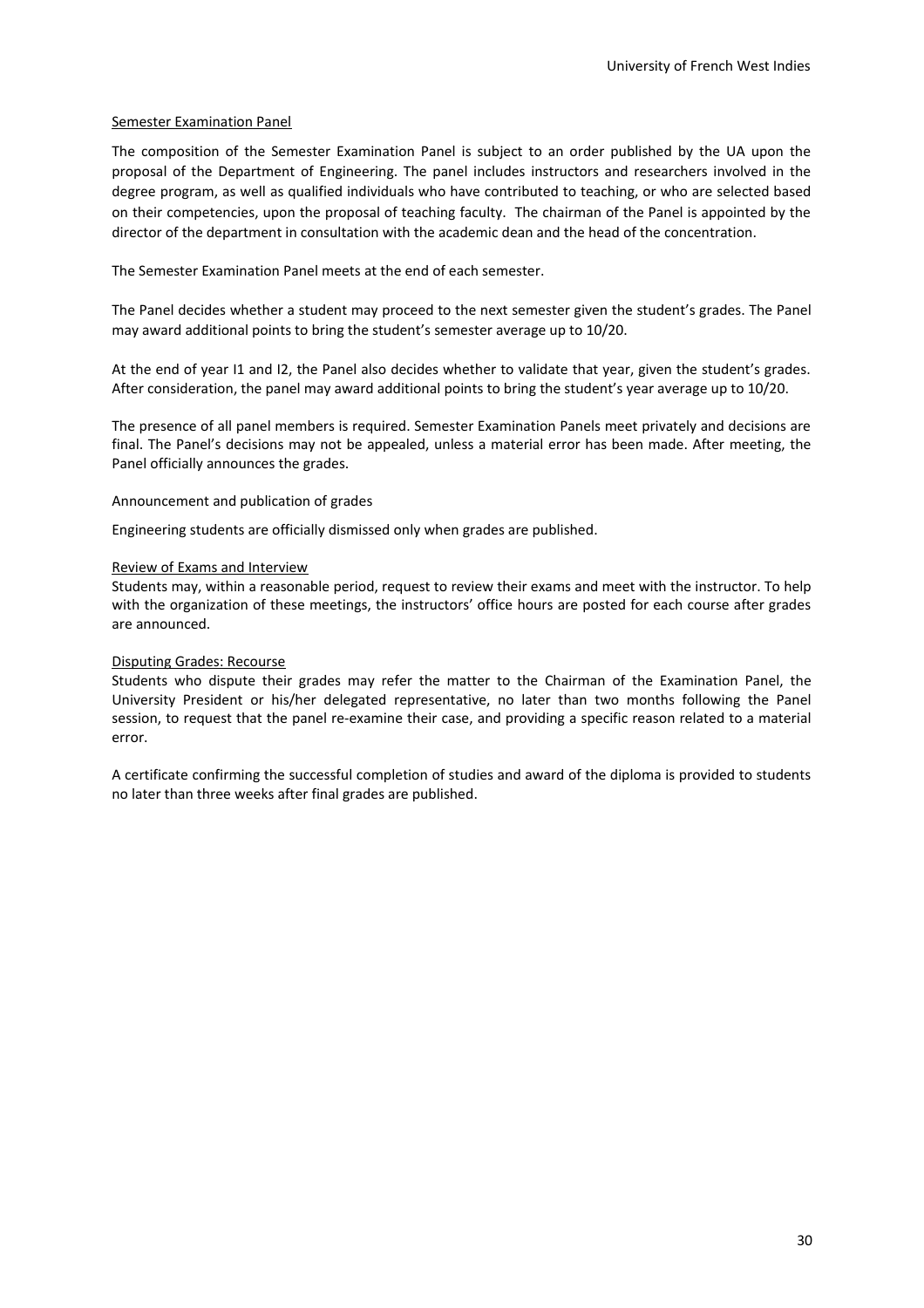### Semester Examination Panel

The composition of the Semester Examination Panel is subject to an order published by the UA upon the proposal of the Department of Engineering. The panel includes instructors and researchers involved in the degree program, as well as qualified individuals who have contributed to teaching, or who are selected based on their competencies, upon the proposal of teaching faculty. The chairman of the Panel is appointed by the director of the department in consultation with the academic dean and the head of the concentration.

The Semester Examination Panel meets at the end of each semester.

The Panel decides whether a student may proceed to the next semester given the student's grades. The Panel may award additional points to bring the student's semester average up to 10/20.

At the end of year I1 and I2, the Panel also decides whether to validate that year, given the student's grades. After consideration, the panel may award additional points to bring the student's year average up to 10/20.

The presence of all panel members is required. Semester Examination Panels meet privately and decisions are final. The Panel's decisions may not be appealed, unless a material error has been made. After meeting, the Panel officially announces the grades.

Announcement and publication of grades

Engineering students are officially dismissed only when grades are published.

### Review of Exams and Interview

Students may, within a reasonable period, request to review their exams and meet with the instructor. To help with the organization of these meetings, the instructors' office hours are posted for each course after grades are announced.

### Disputing Grades: Recourse

Students who dispute their grades may refer the matter to the Chairman of the Examination Panel, the University President or his/her delegated representative, no later than two months following the Panel session, to request that the panel re-examine their case, and providing a specific reason related to a material error.

A certificate confirming the successful completion of studies and award of the diploma is provided to students no later than three weeks after final grades are published.